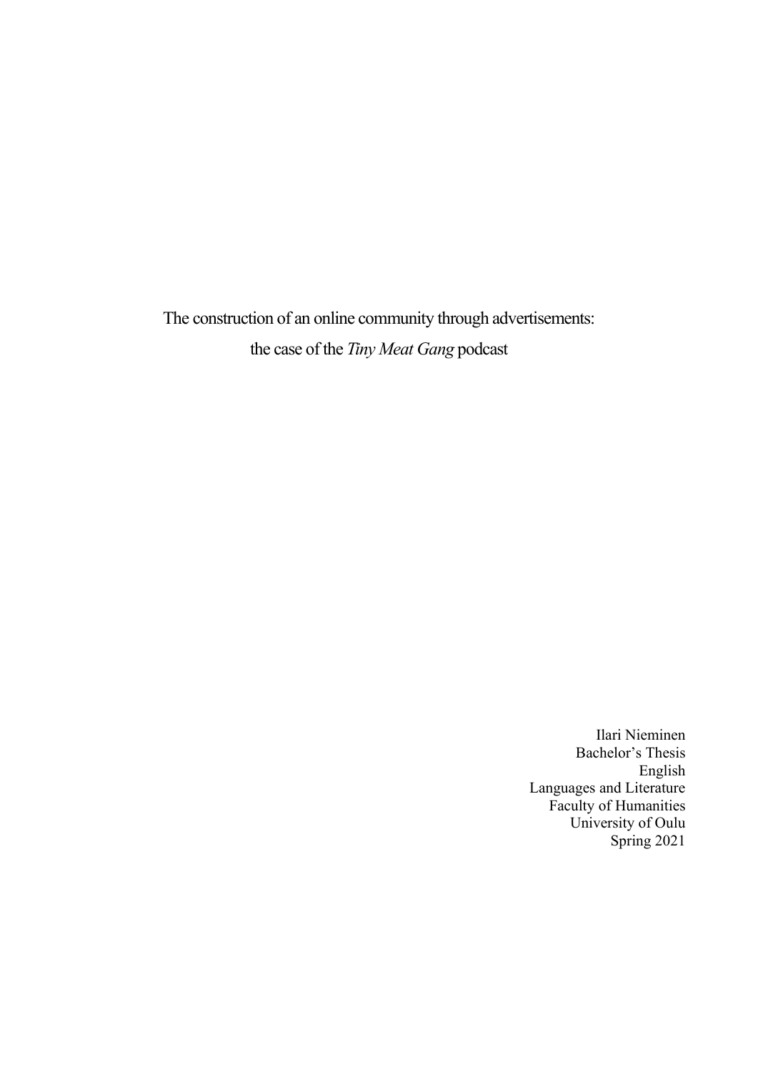# The construction of an online community through advertisements: the case of the *Tiny Meat Gang* podcast

Ilari Nieminen
Bachelor's Thesis
English
Languages and Literature
Faculty of Humanities
University of Oulu
Spring 2021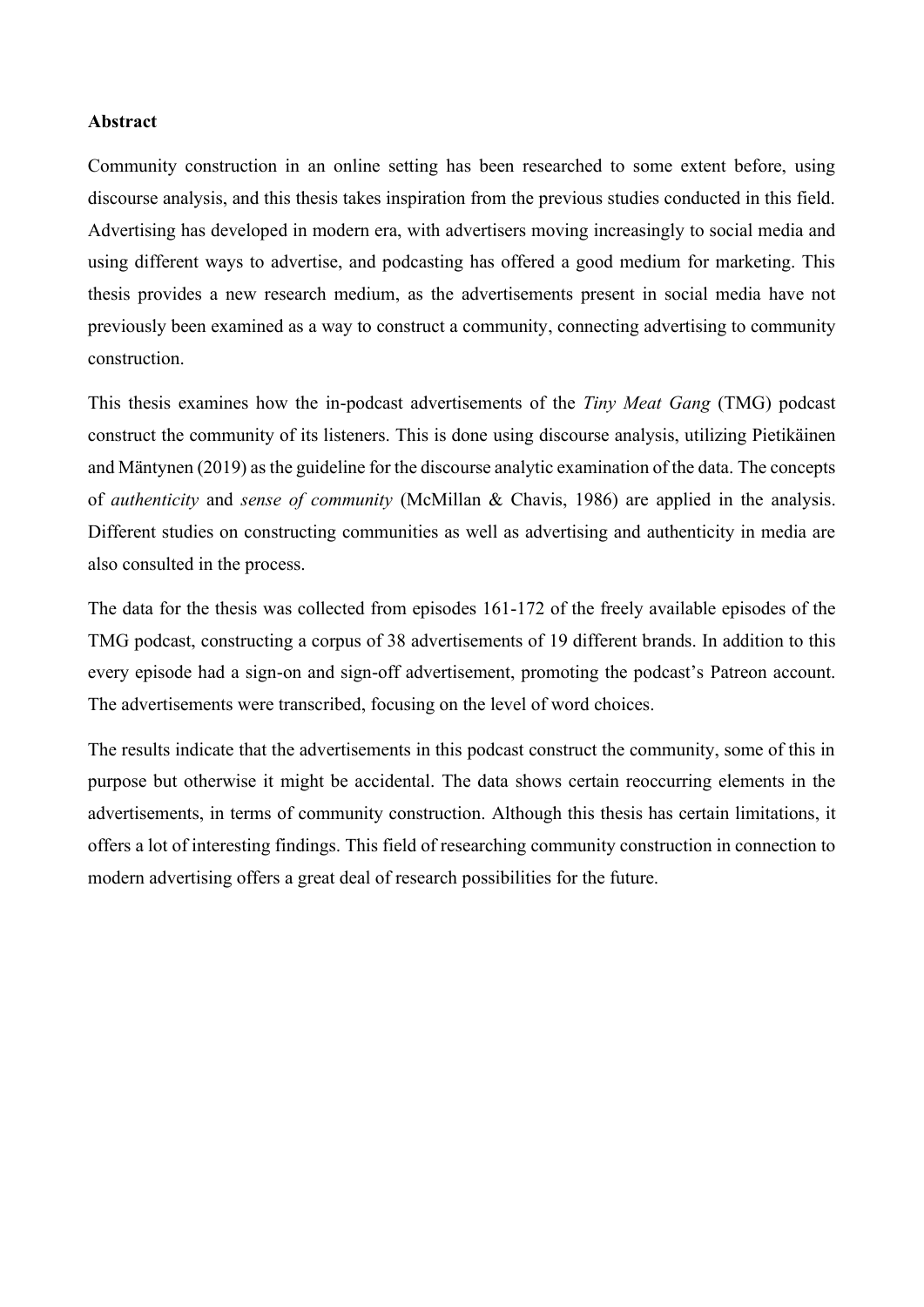**Abstract**

Community construction in an online setting has been researched to some extent before, using discourse analysis, and this thesis takes inspiration from the previous studies conducted in this field. Advertising has developed in modern era, with advertisers moving increasingly to social media and using different ways to advertise, and podcasting has offered a good medium for marketing. This thesis provides a new research medium, as the advertisements present in social media have not previously been examined as a way to construct a community, connecting advertising to community construction.

This thesis examines how the in-podcast advertisements of the *Tiny Meat Gang* (TMG) podcast construct the community of its listeners. This is done using discourse analysis, utilizing Pietikäinen and Mäntynen (2019) as the guideline for the discourse analytic examination of the data. The concepts of *authenticity* and *sense of community* (McMillan & Chavis, 1986) are applied in the analysis. Different studies on constructing communities as well as advertising and authenticity in media are also consulted in the process.

The data for the thesis was collected from episodes 161-172 of the freely available episodes of the TMG podcast, constructing a corpus of 38 advertisements of 19 different brands. In addition to this every episode had a sign-on and sign-off advertisement, promoting the podcast's Patreon account. The advertisements were transcribed, focusing on the level of word choices.

The results indicate that the advertisements in this podcast construct the community, some of this in purpose but otherwise it might be accidental. The data shows certain reoccurring elements in the advertisements, in terms of community construction. Although this thesis has certain limitations, it offers a lot of interesting findings. This field of researching community construction in connection to modern advertising offers a great deal of research possibilities for the future.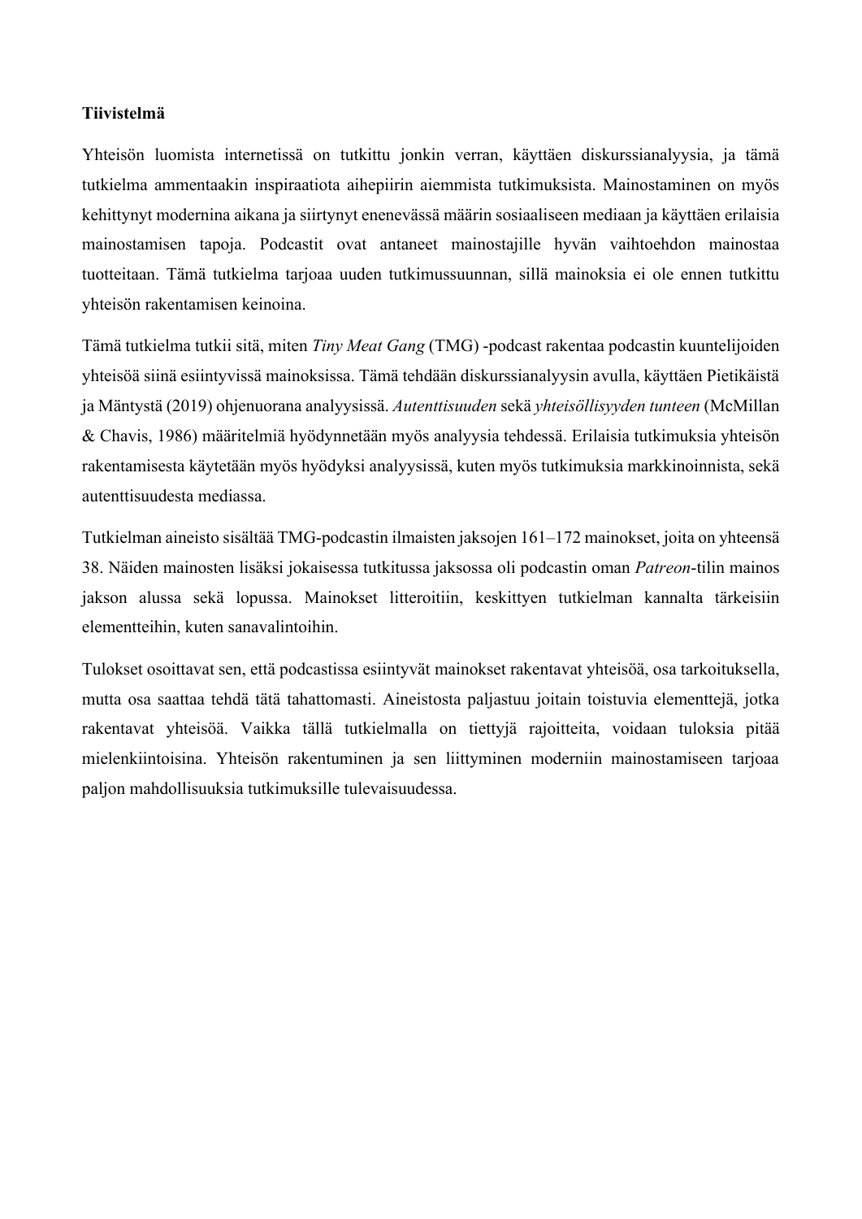**Tiivistelmä**

Yhteisön luomista internetissä on tutkittu jonkin verran, käyttäen diskurssianalyysia, ja tämä tutkielma ammentaakin inspiraatiota aihepiirin aiemmista tutkimuksista. Mainostaminen on myös kehittynyt modernina aikana ja siirtynyt enenevässä määrin sosiaaliseen mediaan ja käyttäen erilaisia mainostamisen tapoja. Podcastit ovat antaneet mainostajille hyvän vaihtoehdon mainostaa tuotteitaan. Tämä tutkielma tarjoaa uuden tutkimussuunnan, sillä mainoksia ei ole ennen tutkittu yhteisön rakentamisen keinoina.

Tämä tutkielma tutkii sitä, miten *Tiny Meat Gang* (TMG) -podcast rakentaa podcastin kuuntelijoiden yhteisöä siinä esiintyvissä mainoksissa. Tämä tehdään diskurssianalyysin avulla, käyttäen Pietikäistä ja Mäntystä (2019) ohjenuorana analyysissä. *Autenttisuuden* sekä *yhteisöllisyyden tunteen* (McMillan & Chavis, 1986) määritelmiä hyödynnetään myös analyysia tehdessä. Erilaisia tutkimuksia yhteisön rakentamisesta käytetään myös hyödyksi analyysissä, kuten myös tutkimuksia markkinoinnista, sekä autenttisuudesta mediassa.

Tutkielman aineisto sisältää TMG-podcastin ilmaisten jaksojen 161–172 mainokset, joita on yhteensä 38. Näiden mainosten lisäksi jokaisessa tutkitussa jaksossa oli podcastin oman *Patreon*-tilin mainos jakson alussa sekä lopussa. Mainokset litteroitiin, keskittyen tutkielman kannalta tärkeisiin elementteihin, kuten sanavalintoihin.

Tulokset osoittavat sen, että podcastissa esiintyvät mainokset rakentavat yhteisöä, osa tarkoituksella, mutta osa saattaa tehdä tätä tahattomasti. Aineistosta paljastuu joitain toistuvia elementtejä, jotka rakentavat yhteisöä. Vaikka tällä tutkielmalla on tiettyjä rajoitteita, voidaan tuloksia pitää mielenkiintoisina. Yhteisön rakentuminen ja sen liittyminen moderniin mainostamiseen tarjoaa paljon mahdollisuuksia tutkimuksille tulevaisuudessa.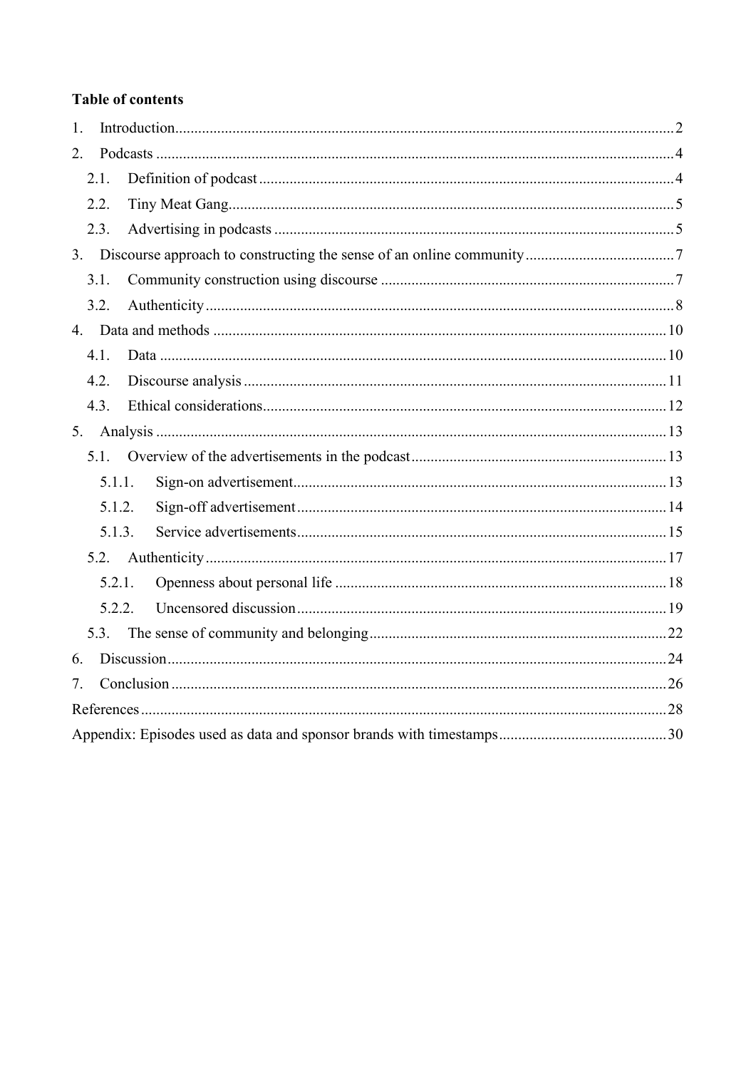**Table of contents**

1. Introduction.......................................................................................................................2
2. Podcasts .............................................................................................................................4
    - 2.1. Definition of podcast .................................................................................................4
    - 2.2. Tiny Meat Gang.........................................................................................................5
    - 2.3. Advertising in podcasts .............................................................................................5
3. Discourse approach to constructing the sense of an online community .......................................7
    - 3.1. Community construction using discourse .................................................................7
    - 3.2. Authenticity ...............................................................................................................8
4. Data and methods .............................................................................................................10
    - 4.1. Data .........................................................................................................................10
    - 4.2. Discourse analysis ...................................................................................................11
    - 4.3. Ethical considerations..............................................................................................12
5. Analysis ...........................................................................................................................13
    - 5.1. Overview of the advertisements in the podcast .......................................................13
        - 5.1.1. Sign-on advertisement......................................................................................13
        - 5.1.2. Sign-off advertisement .....................................................................................14
        - 5.1.3. Service advertisements .....................................................................................15
    - 5.2. Authenticity .............................................................................................................17
        - 5.2.1. Openness about personal life ............................................................................18
        - 5.2.2. Uncensored discussion .....................................................................................19
    - 5.3. The sense of community and belonging..................................................................22
6. Discussion........................................................................................................................24
7. Conclusion .......................................................................................................................26

References...............................................................................................................................28

Appendix: Episodes used as data and sponsor brands with timestamps ...................................30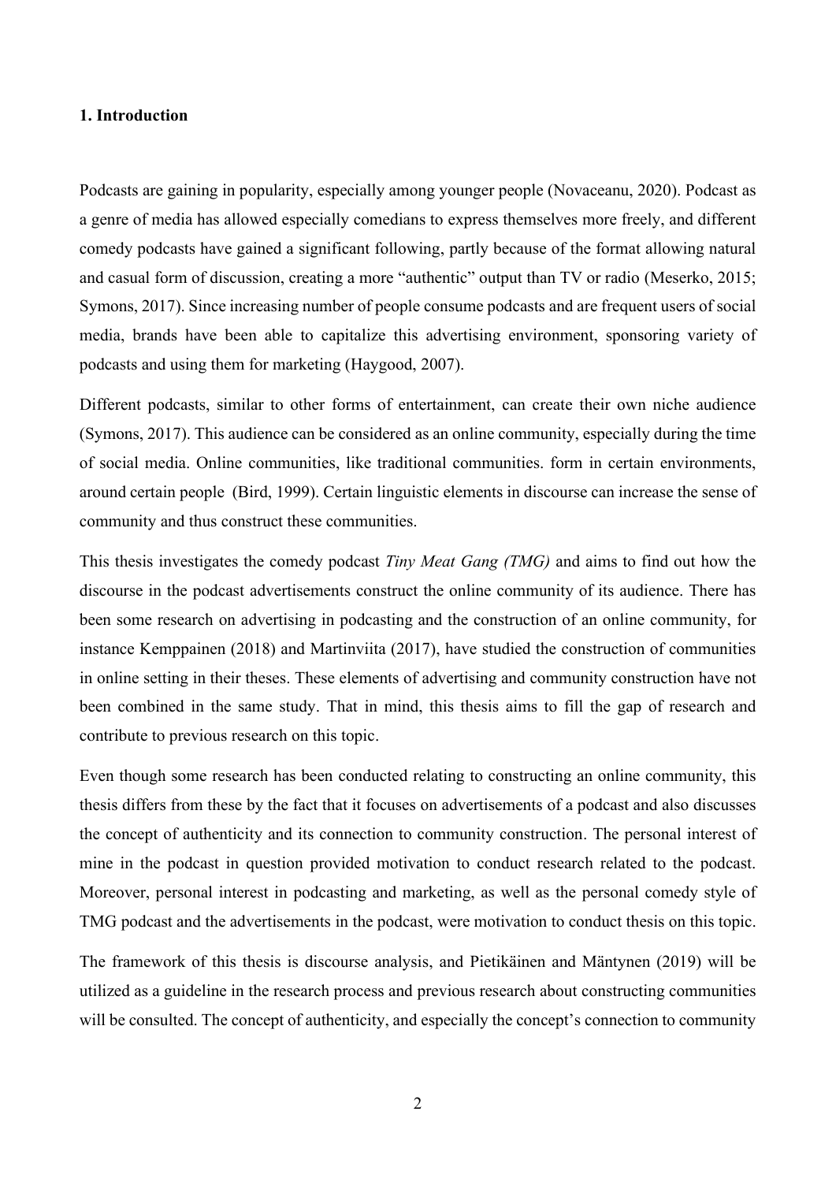# 1. Introduction

Podcasts are gaining in popularity, especially among younger people (Novaceanu, 2020). Podcast as a genre of media has allowed especially comedians to express themselves more freely, and different comedy podcasts have gained a significant following, partly because of the format allowing natural and casual form of discussion, creating a more "authentic" output than TV or radio (Meserko, 2015; Symons, 2017). Since increasing number of people consume podcasts and are frequent users of social media, brands have been able to capitalize this advertising environment, sponsoring variety of podcasts and using them for marketing (Haygood, 2007).

Different podcasts, similar to other forms of entertainment, can create their own niche audience (Symons, 2017). This audience can be considered as an online community, especially during the time of social media. Online communities, like traditional communities. form in certain environments, around certain people (Bird, 1999). Certain linguistic elements in discourse can increase the sense of community and thus construct these communities.

This thesis investigates the comedy podcast *Tiny Meat Gang (TMG)* and aims to find out how the discourse in the podcast advertisements construct the online community of its audience. There has been some research on advertising in podcasting and the construction of an online community, for instance Kemppainen (2018) and Martinviita (2017), have studied the construction of communities in online setting in their theses. These elements of advertising and community construction have not been combined in the same study. That in mind, this thesis aims to fill the gap of research and contribute to previous research on this topic.

Even though some research has been conducted relating to constructing an online community, this thesis differs from these by the fact that it focuses on advertisements of a podcast and also discusses the concept of authenticity and its connection to community construction. The personal interest of mine in the podcast in question provided motivation to conduct research related to the podcast. Moreover, personal interest in podcasting and marketing, as well as the personal comedy style of TMG podcast and the advertisements in the podcast, were motivation to conduct thesis on this topic.

The framework of this thesis is discourse analysis, and Pietikäinen and Mäntynen (2019) will be utilized as a guideline in the research process and previous research about constructing communities will be consulted. The concept of authenticity, and especially the concept's connection to community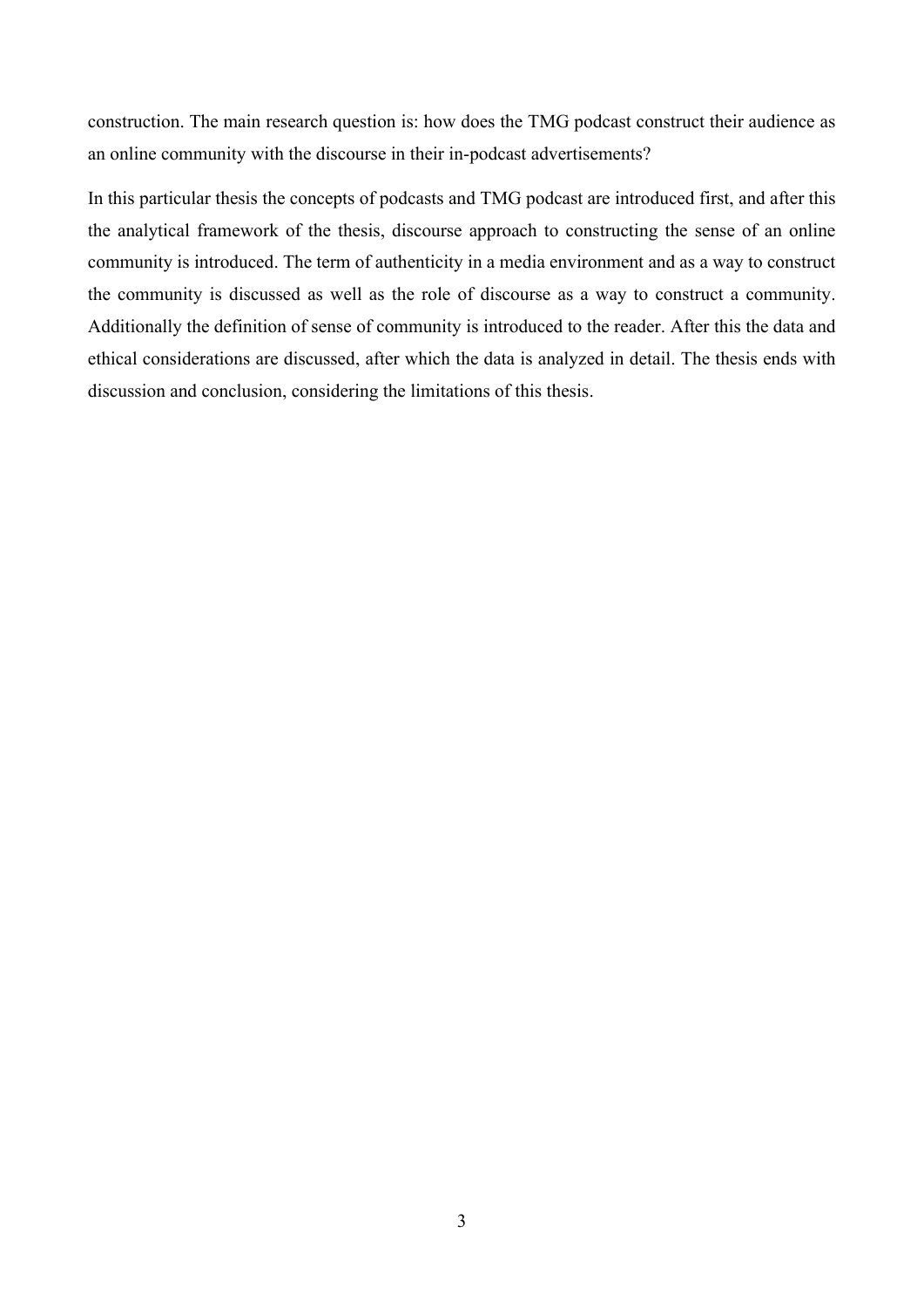construction. The main research question is: how does the TMG podcast construct their audience as an online community with the discourse in their in-podcast advertisements?

In this particular thesis the concepts of podcasts and TMG podcast are introduced first, and after this the analytical framework of the thesis, discourse approach to constructing the sense of an online community is introduced. The term of authenticity in a media environment and as a way to construct the community is discussed as well as the role of discourse as a way to construct a community. Additionally the definition of sense of community is introduced to the reader. After this the data and ethical considerations are discussed, after which the data is analyzed in detail. The thesis ends with discussion and conclusion, considering the limitations of this thesis.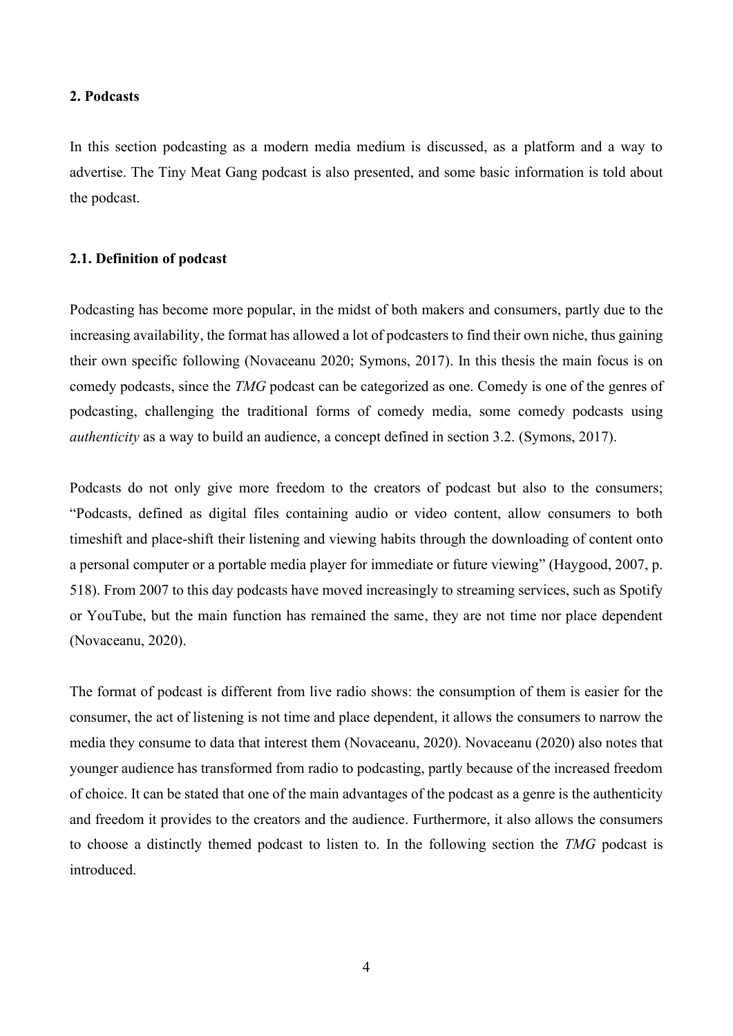## 2. Podcasts

In this section podcasting as a modern media medium is discussed, as a platform and a way to advertise. The Tiny Meat Gang podcast is also presented, and some basic information is told about the podcast.

### 2.1. Definition of podcast

Podcasting has become more popular, in the midst of both makers and consumers, partly due to the increasing availability, the format has allowed a lot of podcasters to find their own niche, thus gaining their own specific following (Novaceanu 2020; Symons, 2017). In this thesis the main focus is on comedy podcasts, since the *TMG* podcast can be categorized as one. Comedy is one of the genres of podcasting, challenging the traditional forms of comedy media, some comedy podcasts using *authenticity* as a way to build an audience, a concept defined in section 3.2. (Symons, 2017).

Podcasts do not only give more freedom to the creators of podcast but also to the consumers; "Podcasts, defined as digital files containing audio or video content, allow consumers to both timeshift and place-shift their listening and viewing habits through the downloading of content onto a personal computer or a portable media player for immediate or future viewing" (Haygood, 2007, p. 518). From 2007 to this day podcasts have moved increasingly to streaming services, such as Spotify or YouTube, but the main function has remained the same, they are not time nor place dependent (Novaceanu, 2020).

The format of podcast is different from live radio shows: the consumption of them is easier for the consumer, the act of listening is not time and place dependent, it allows the consumers to narrow the media they consume to data that interest them (Novaceanu, 2020). Novaceanu (2020) also notes that younger audience has transformed from radio to podcasting, partly because of the increased freedom of choice. It can be stated that one of the main advantages of the podcast as a genre is the authenticity and freedom it provides to the creators and the audience. Furthermore, it also allows the consumers to choose a distinctly themed podcast to listen to. In the following section the *TMG* podcast is introduced.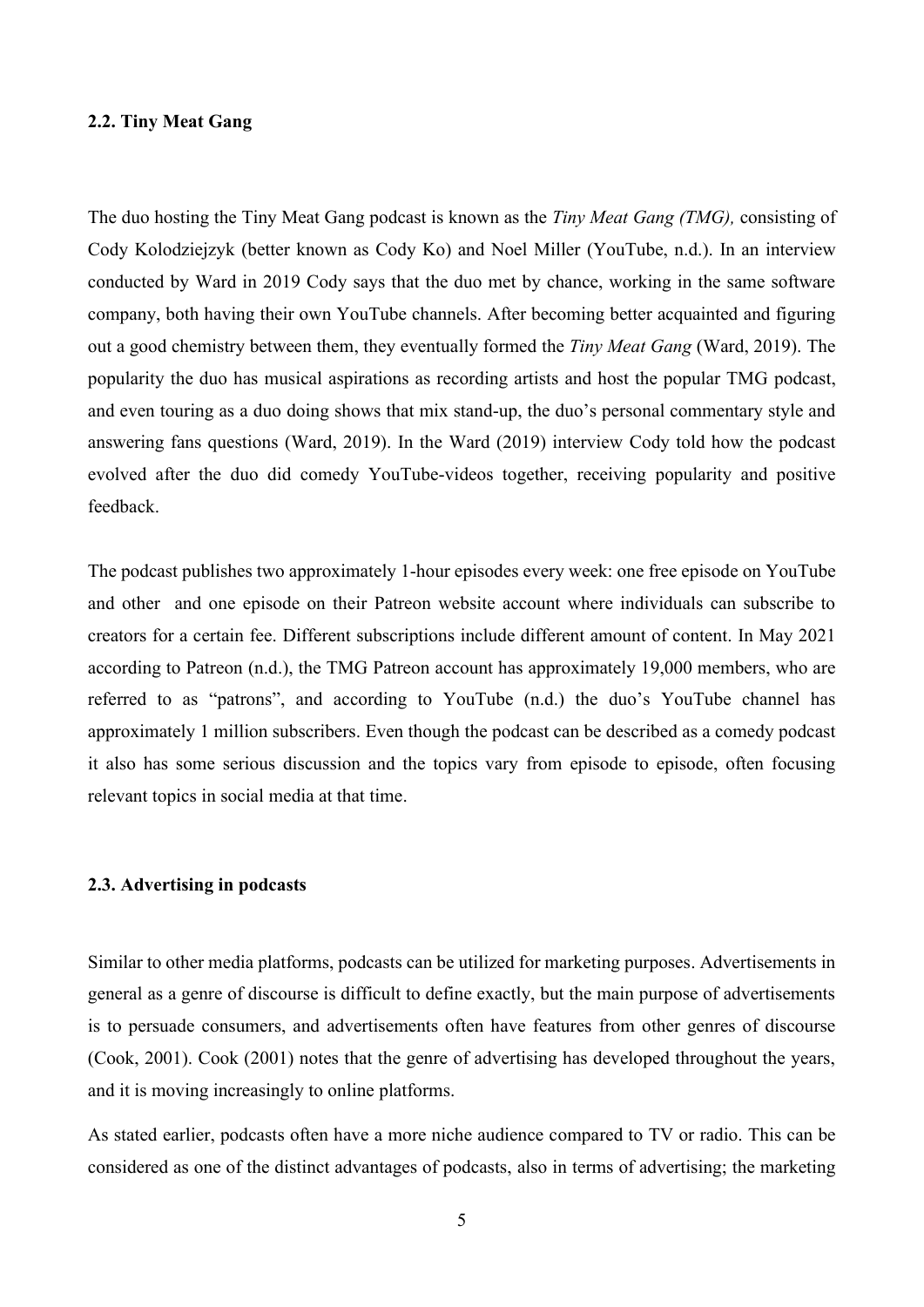### 2.2. Tiny Meat Gang

The duo hosting the Tiny Meat Gang podcast is known as the *Tiny Meat Gang (TMG),* consisting of Cody Kolodziejzyk (better known as Cody Ko) and Noel Miller (YouTube, n.d.). In an interview conducted by Ward in 2019 Cody says that the duo met by chance, working in the same software company, both having their own YouTube channels. After becoming better acquainted and figuring out a good chemistry between them, they eventually formed the *Tiny Meat Gang* (Ward, 2019). The popularity the duo has musical aspirations as recording artists and host the popular TMG podcast, and even touring as a duo doing shows that mix stand-up, the duo's personal commentary style and answering fans questions (Ward, 2019). In the Ward (2019) interview Cody told how the podcast evolved after the duo did comedy YouTube-videos together, receiving popularity and positive feedback.

The podcast publishes two approximately 1-hour episodes every week: one free episode on YouTube and other  and one episode on their Patreon website account where individuals can subscribe to creators for a certain fee. Different subscriptions include different amount of content. In May 2021 according to Patreon (n.d.), the TMG Patreon account has approximately 19,000 members, who are referred to as "patrons", and according to YouTube (n.d.) the duo's YouTube channel has approximately 1 million subscribers. Even though the podcast can be described as a comedy podcast it also has some serious discussion and the topics vary from episode to episode, often focusing relevant topics in social media at that time.

### 2.3. Advertising in podcasts

Similar to other media platforms, podcasts can be utilized for marketing purposes. Advertisements in general as a genre of discourse is difficult to define exactly, but the main purpose of advertisements is to persuade consumers, and advertisements often have features from other genres of discourse (Cook, 2001). Cook (2001) notes that the genre of advertising has developed throughout the years, and it is moving increasingly to online platforms.

As stated earlier, podcasts often have a more niche audience compared to TV or radio. This can be considered as one of the distinct advantages of podcasts, also in terms of advertising; the marketing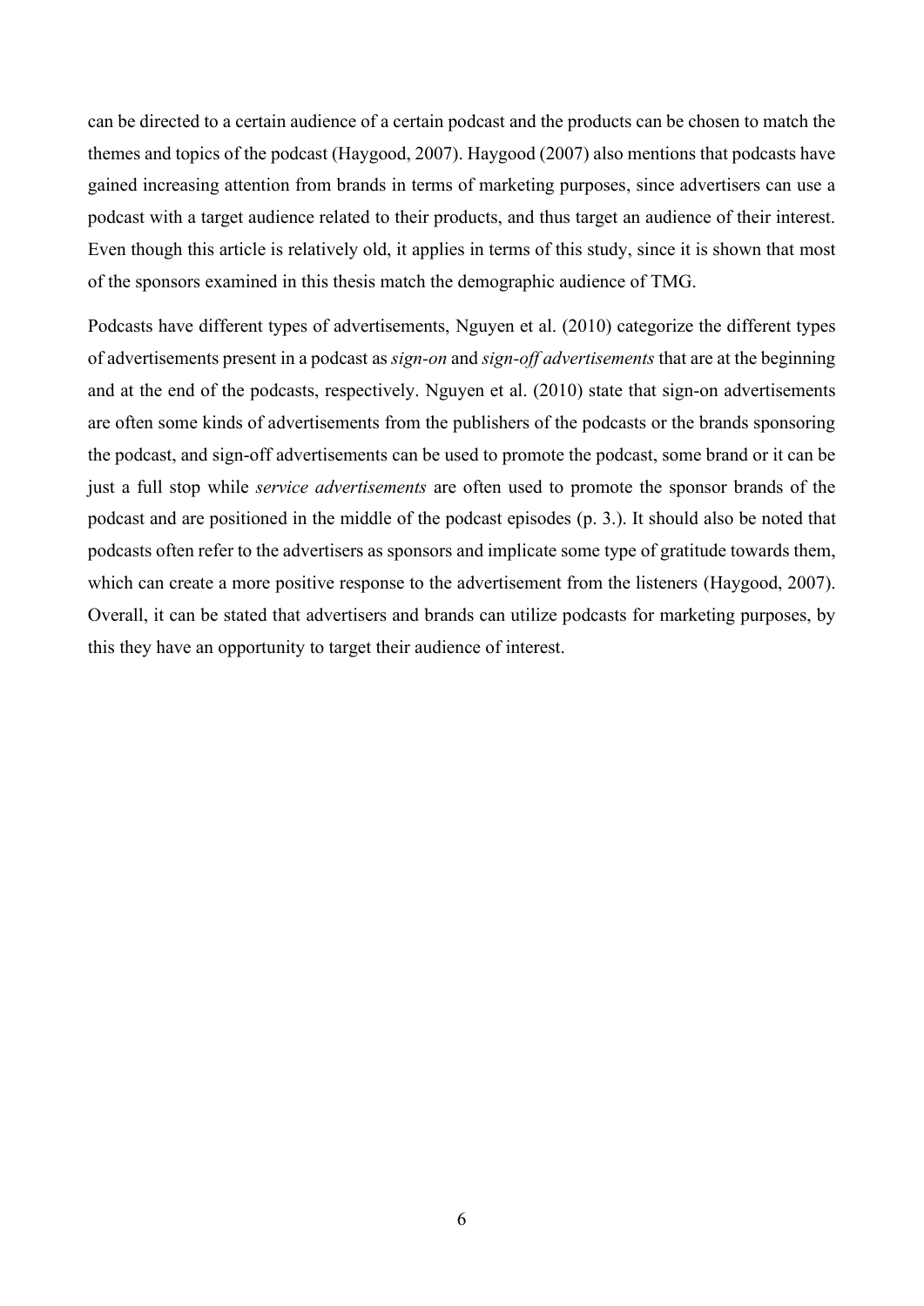can be directed to a certain audience of a certain podcast and the products can be chosen to match the themes and topics of the podcast (Haygood, 2007). Haygood (2007) also mentions that podcasts have gained increasing attention from brands in terms of marketing purposes, since advertisers can use a podcast with a target audience related to their products, and thus target an audience of their interest. Even though this article is relatively old, it applies in terms of this study, since it is shown that most of the sponsors examined in this thesis match the demographic audience of TMG.

Podcasts have different types of advertisements, Nguyen et al. (2010) categorize the different types of advertisements present in a podcast as *sign-on* and *sign-off advertisements* that are at the beginning and at the end of the podcasts, respectively. Nguyen et al. (2010) state that sign-on advertisements are often some kinds of advertisements from the publishers of the podcasts or the brands sponsoring the podcast, and sign-off advertisements can be used to promote the podcast, some brand or it can be just a full stop while *service advertisements* are often used to promote the sponsor brands of the podcast and are positioned in the middle of the podcast episodes (p. 3.). It should also be noted that podcasts often refer to the advertisers as sponsors and implicate some type of gratitude towards them, which can create a more positive response to the advertisement from the listeners (Haygood, 2007). Overall, it can be stated that advertisers and brands can utilize podcasts for marketing purposes, by this they have an opportunity to target their audience of interest.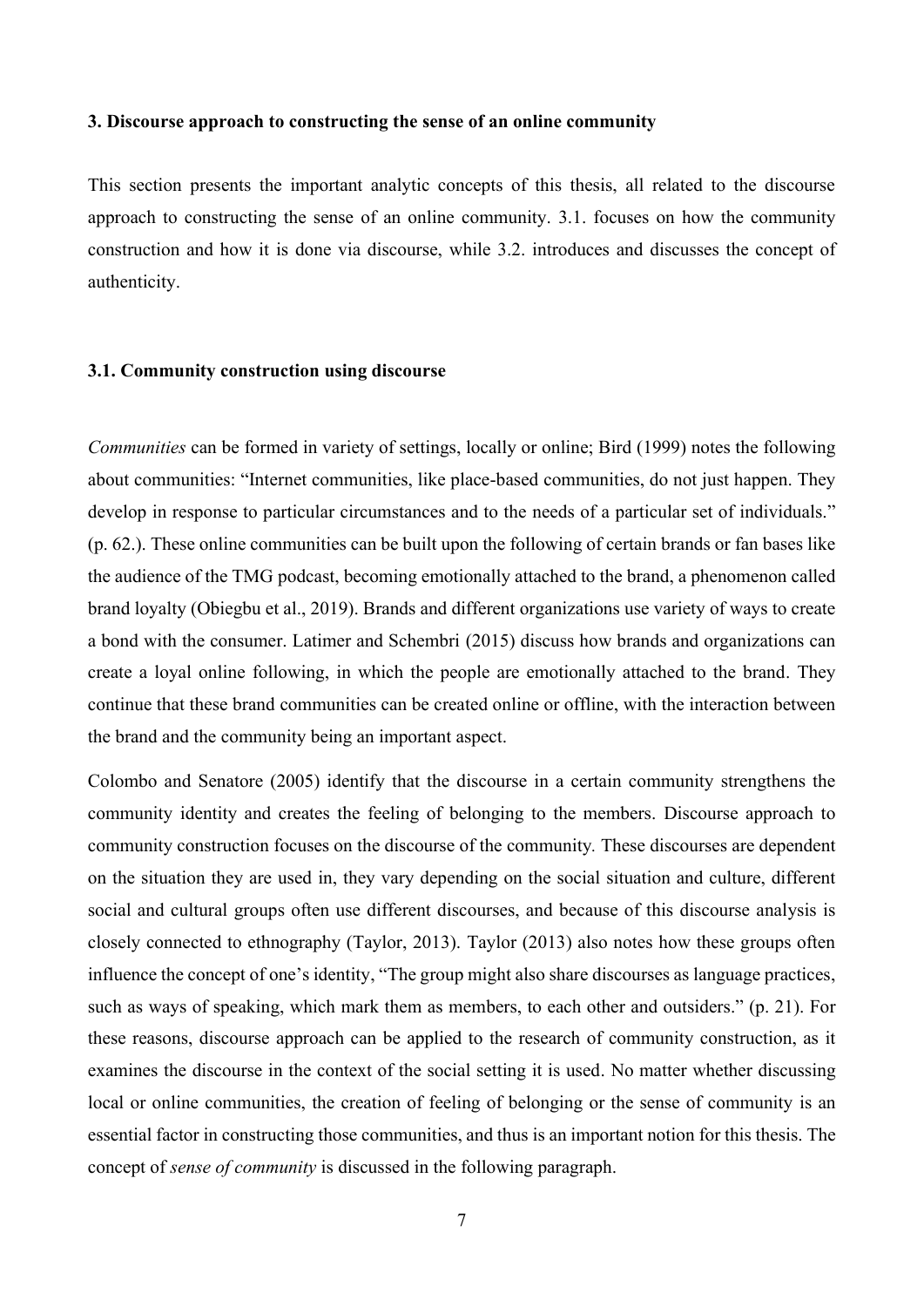### 3. Discourse approach to constructing the sense of an online community

This section presents the important analytic concepts of this thesis, all related to the discourse approach to constructing the sense of an online community. 3.1. focuses on how the community construction and how it is done via discourse, while 3.2. introduces and discusses the concept of authenticity.

#### 3.1. Community construction using discourse

*Communities* can be formed in variety of settings, locally or online; Bird (1999) notes the following about communities: "Internet communities, like place-based communities, do not just happen. They develop in response to particular circumstances and to the needs of a particular set of individuals." (p. 62.). These online communities can be built upon the following of certain brands or fan bases like the audience of the TMG podcast, becoming emotionally attached to the brand, a phenomenon called brand loyalty (Obiegbu et al., 2019). Brands and different organizations use variety of ways to create a bond with the consumer. Latimer and Schembri (2015) discuss how brands and organizations can create a loyal online following, in which the people are emotionally attached to the brand. They continue that these brand communities can be created online or offline, with the interaction between the brand and the community being an important aspect.

Colombo and Senatore (2005) identify that the discourse in a certain community strengthens the community identity and creates the feeling of belonging to the members. Discourse approach to community construction focuses on the discourse of the community. These discourses are dependent on the situation they are used in, they vary depending on the social situation and culture, different social and cultural groups often use different discourses, and because of this discourse analysis is closely connected to ethnography (Taylor, 2013). Taylor (2013) also notes how these groups often influence the concept of one's identity, "The group might also share discourses as language practices, such as ways of speaking, which mark them as members, to each other and outsiders." (p. 21). For these reasons, discourse approach can be applied to the research of community construction, as it examines the discourse in the context of the social setting it is used. No matter whether discussing local or online communities, the creation of feeling of belonging or the sense of community is an essential factor in constructing those communities, and thus is an important notion for this thesis. The concept of *sense of community* is discussed in the following paragraph.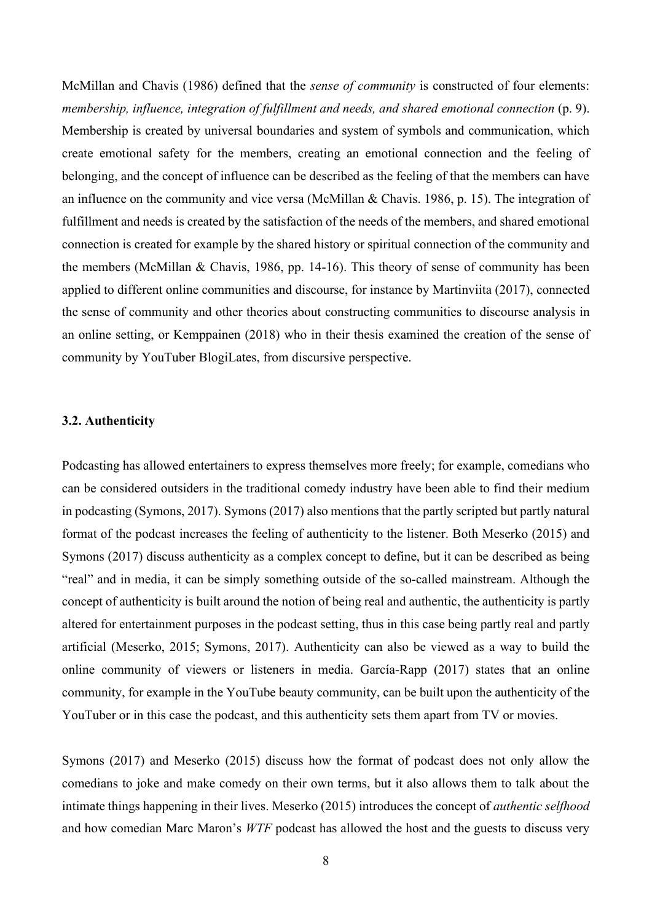McMillan and Chavis (1986) defined that the *sense of community* is constructed of four elements: *membership, influence, integration of fulfillment and needs, and shared emotional connection* (p. 9). Membership is created by universal boundaries and system of symbols and communication, which create emotional safety for the members, creating an emotional connection and the feeling of belonging, and the concept of influence can be described as the feeling of that the members can have an influence on the community and vice versa (McMillan & Chavis. 1986, p. 15). The integration of fulfillment and needs is created by the satisfaction of the needs of the members, and shared emotional connection is created for example by the shared history or spiritual connection of the community and the members (McMillan & Chavis, 1986, pp. 14-16). This theory of sense of community has been applied to different online communities and discourse, for instance by Martinviita (2017), connected the sense of community and other theories about constructing communities to discourse analysis in an online setting, or Kemppainen (2018) who in their thesis examined the creation of the sense of community by YouTuber BlogiLates, from discursive perspective.

### 3.2. Authenticity

Podcasting has allowed entertainers to express themselves more freely; for example, comedians who can be considered outsiders in the traditional comedy industry have been able to find their medium in podcasting (Symons, 2017). Symons (2017) also mentions that the partly scripted but partly natural format of the podcast increases the feeling of authenticity to the listener. Both Meserko (2015) and Symons (2017) discuss authenticity as a complex concept to define, but it can be described as being "real" and in media, it can be simply something outside of the so-called mainstream. Although the concept of authenticity is built around the notion of being real and authentic, the authenticity is partly altered for entertainment purposes in the podcast setting, thus in this case being partly real and partly artificial (Meserko, 2015; Symons, 2017). Authenticity can also be viewed as a way to build the online community of viewers or listeners in media. García-Rapp (2017) states that an online community, for example in the YouTube beauty community, can be built upon the authenticity of the YouTuber or in this case the podcast, and this authenticity sets them apart from TV or movies.

Symons (2017) and Meserko (2015) discuss how the format of podcast does not only allow the comedians to joke and make comedy on their own terms, but it also allows them to talk about the intimate things happening in their lives. Meserko (2015) introduces the concept of *authentic selfhood* and how comedian Marc Maron's *WTF* podcast has allowed the host and the guests to discuss very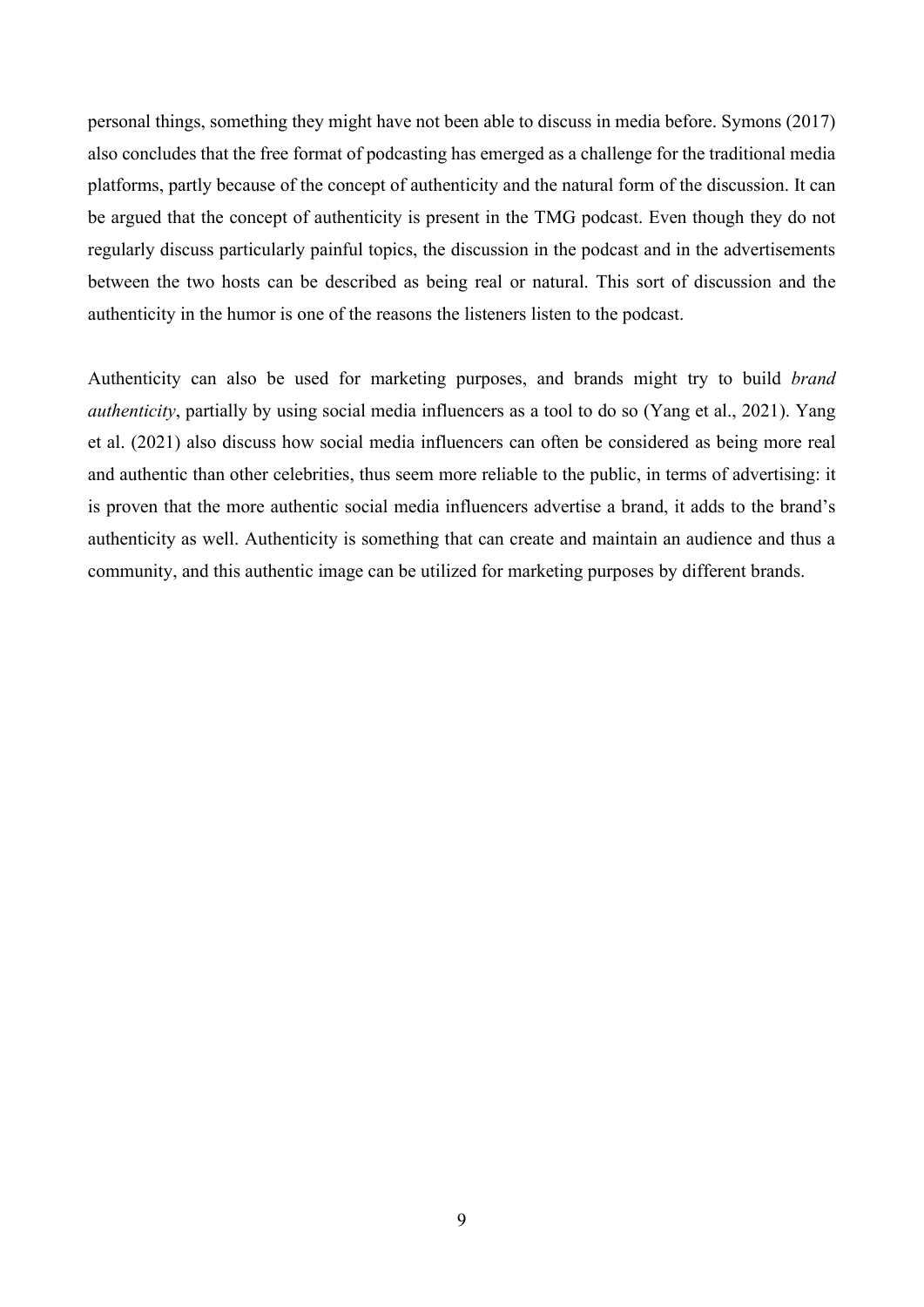personal things, something they might have not been able to discuss in media before. Symons (2017) also concludes that the free format of podcasting has emerged as a challenge for the traditional media platforms, partly because of the concept of authenticity and the natural form of the discussion. It can be argued that the concept of authenticity is present in the TMG podcast. Even though they do not regularly discuss particularly painful topics, the discussion in the podcast and in the advertisements between the two hosts can be described as being real or natural. This sort of discussion and the authenticity in the humor is one of the reasons the listeners listen to the podcast.

Authenticity can also be used for marketing purposes, and brands might try to build *brand authenticity*, partially by using social media influencers as a tool to do so (Yang et al., 2021). Yang et al. (2021) also discuss how social media influencers can often be considered as being more real and authentic than other celebrities, thus seem more reliable to the public, in terms of advertising: it is proven that the more authentic social media influencers advertise a brand, it adds to the brand's authenticity as well. Authenticity is something that can create and maintain an audience and thus a community, and this authentic image can be utilized for marketing purposes by different brands.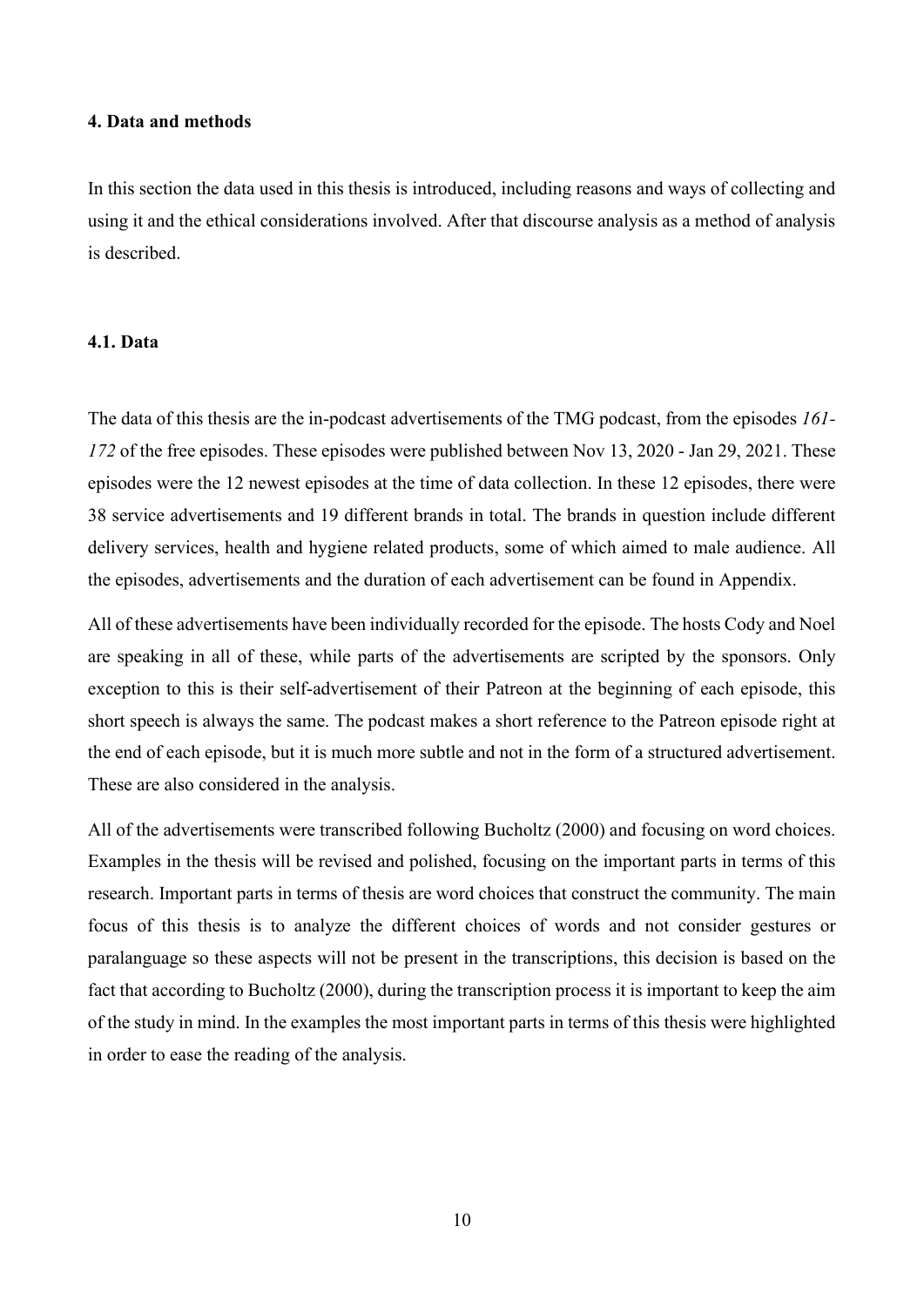## 4. Data and methods

In this section the data used in this thesis is introduced, including reasons and ways of collecting and using it and the ethical considerations involved. After that discourse analysis as a method of analysis is described.

### 4.1. Data

The data of this thesis are the in-podcast advertisements of the TMG podcast, from the episodes *161-172* of the free episodes. These episodes were published between Nov 13, 2020 - Jan 29, 2021. These episodes were the 12 newest episodes at the time of data collection. In these 12 episodes, there were 38 service advertisements and 19 different brands in total. The brands in question include different delivery services, health and hygiene related products, some of which aimed to male audience. All the episodes, advertisements and the duration of each advertisement can be found in Appendix.

All of these advertisements have been individually recorded for the episode. The hosts Cody and Noel are speaking in all of these, while parts of the advertisements are scripted by the sponsors. Only exception to this is their self-advertisement of their Patreon at the beginning of each episode, this short speech is always the same. The podcast makes a short reference to the Patreon episode right at the end of each episode, but it is much more subtle and not in the form of a structured advertisement. These are also considered in the analysis.

All of the advertisements were transcribed following Bucholtz (2000) and focusing on word choices. Examples in the thesis will be revised and polished, focusing on the important parts in terms of this research. Important parts in terms of thesis are word choices that construct the community. The main focus of this thesis is to analyze the different choices of words and not consider gestures or paralanguage so these aspects will not be present in the transcriptions, this decision is based on the fact that according to Bucholtz (2000), during the transcription process it is important to keep the aim of the study in mind. In the examples the most important parts in terms of this thesis were highlighted in order to ease the reading of the analysis.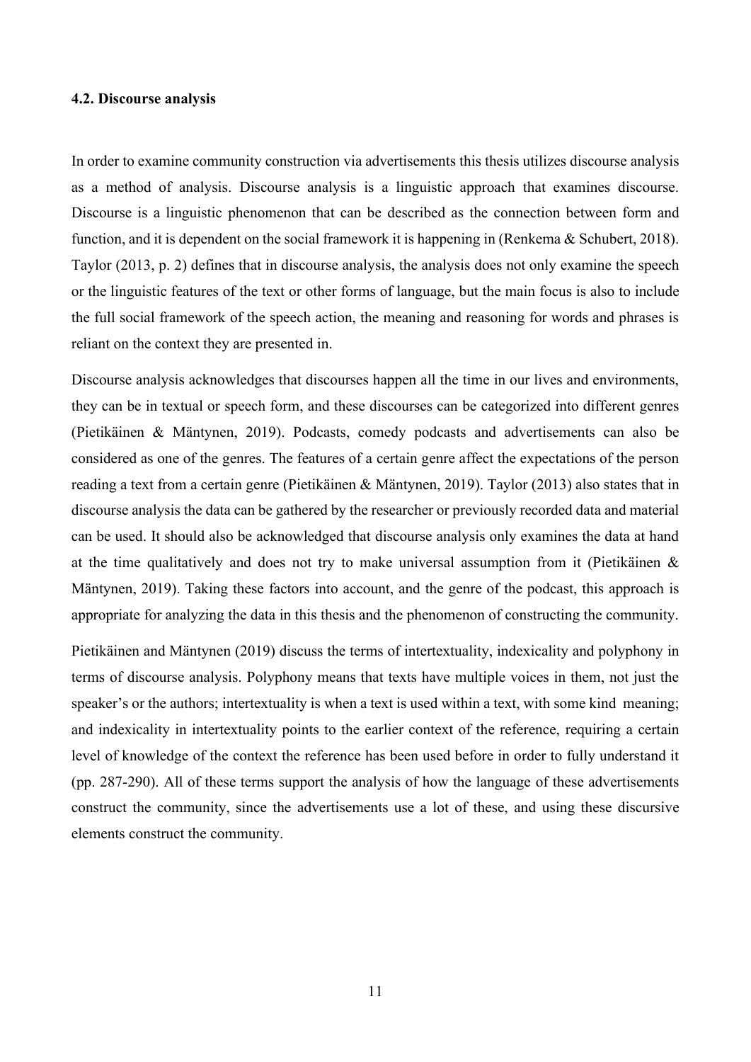### 4.2. Discourse analysis

In order to examine community construction via advertisements this thesis utilizes discourse analysis as a method of analysis. Discourse analysis is a linguistic approach that examines discourse. Discourse is a linguistic phenomenon that can be described as the connection between form and function, and it is dependent on the social framework it is happening in (Renkema & Schubert, 2018). Taylor (2013, p. 2) defines that in discourse analysis, the analysis does not only examine the speech or the linguistic features of the text or other forms of language, but the main focus is also to include the full social framework of the speech action, the meaning and reasoning for words and phrases is reliant on the context they are presented in.

Discourse analysis acknowledges that discourses happen all the time in our lives and environments, they can be in textual or speech form, and these discourses can be categorized into different genres (Pietikäinen & Mäntynen, 2019). Podcasts, comedy podcasts and advertisements can also be considered as one of the genres. The features of a certain genre affect the expectations of the person reading a text from a certain genre (Pietikäinen & Mäntynen, 2019). Taylor (2013) also states that in discourse analysis the data can be gathered by the researcher or previously recorded data and material can be used. It should also be acknowledged that discourse analysis only examines the data at hand at the time qualitatively and does not try to make universal assumption from it (Pietikäinen & Mäntynen, 2019). Taking these factors into account, and the genre of the podcast, this approach is appropriate for analyzing the data in this thesis and the phenomenon of constructing the community.

Pietikäinen and Mäntynen (2019) discuss the terms of intertextuality, indexicality and polyphony in terms of discourse analysis. Polyphony means that texts have multiple voices in them, not just the speaker's or the authors; intertextuality is when a text is used within a text, with some kind meaning; and indexicality in intertextuality points to the earlier context of the reference, requiring a certain level of knowledge of the context the reference has been used before in order to fully understand it (pp. 287-290). All of these terms support the analysis of how the language of these advertisements construct the community, since the advertisements use a lot of these, and using these discursive elements construct the community.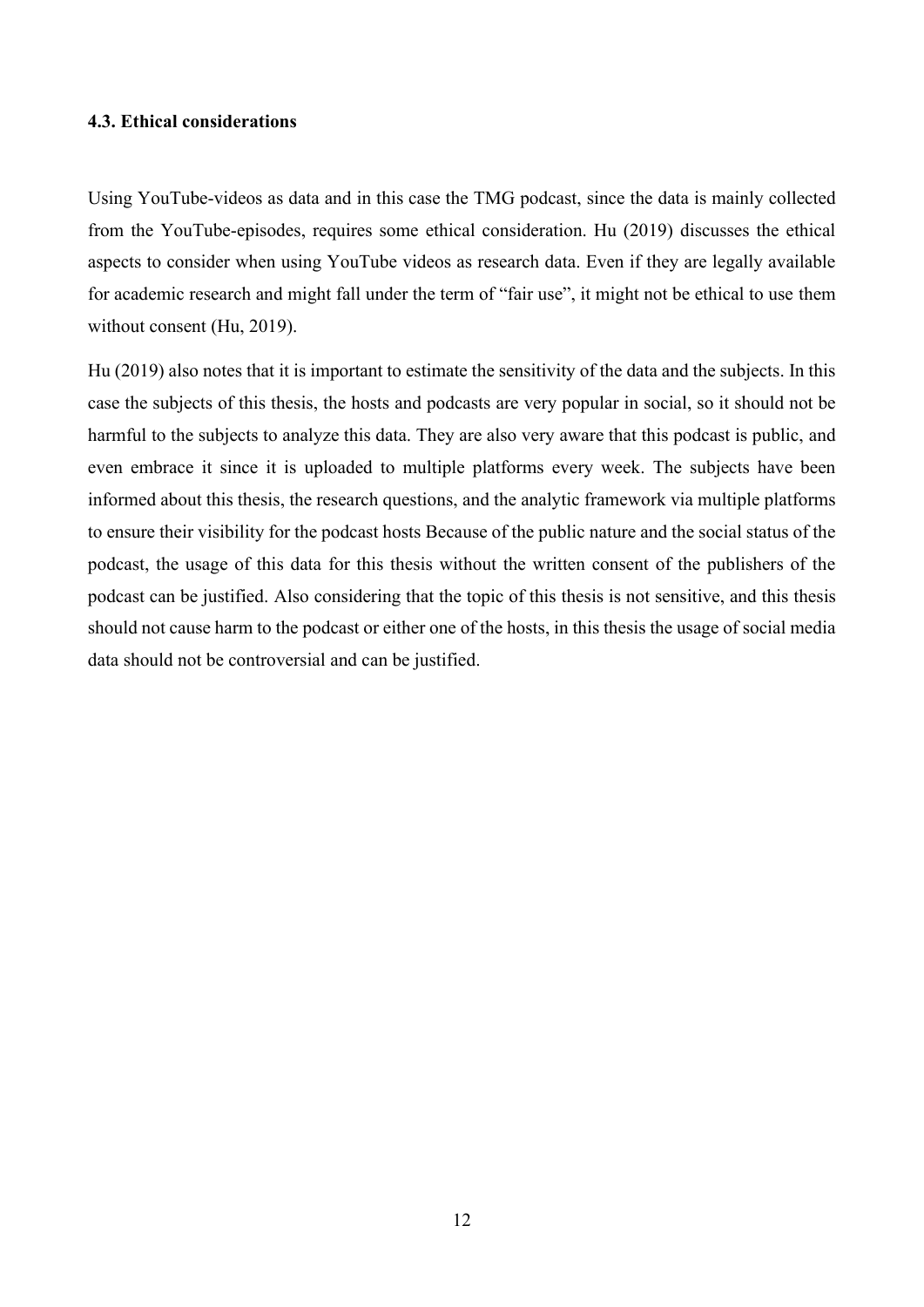### 4.3. Ethical considerations

Using YouTube-videos as data and in this case the TMG podcast, since the data is mainly collected from the YouTube-episodes, requires some ethical consideration. Hu (2019) discusses the ethical aspects to consider when using YouTube videos as research data. Even if they are legally available for academic research and might fall under the term of "fair use", it might not be ethical to use them without consent (Hu, 2019).

Hu (2019) also notes that it is important to estimate the sensitivity of the data and the subjects. In this case the subjects of this thesis, the hosts and podcasts are very popular in social, so it should not be harmful to the subjects to analyze this data. They are also very aware that this podcast is public, and even embrace it since it is uploaded to multiple platforms every week. The subjects have been informed about this thesis, the research questions, and the analytic framework via multiple platforms to ensure their visibility for the podcast hosts Because of the public nature and the social status of the podcast, the usage of this data for this thesis without the written consent of the publishers of the podcast can be justified. Also considering that the topic of this thesis is not sensitive, and this thesis should not cause harm to the podcast or either one of the hosts, in this thesis the usage of social media data should not be controversial and can be justified.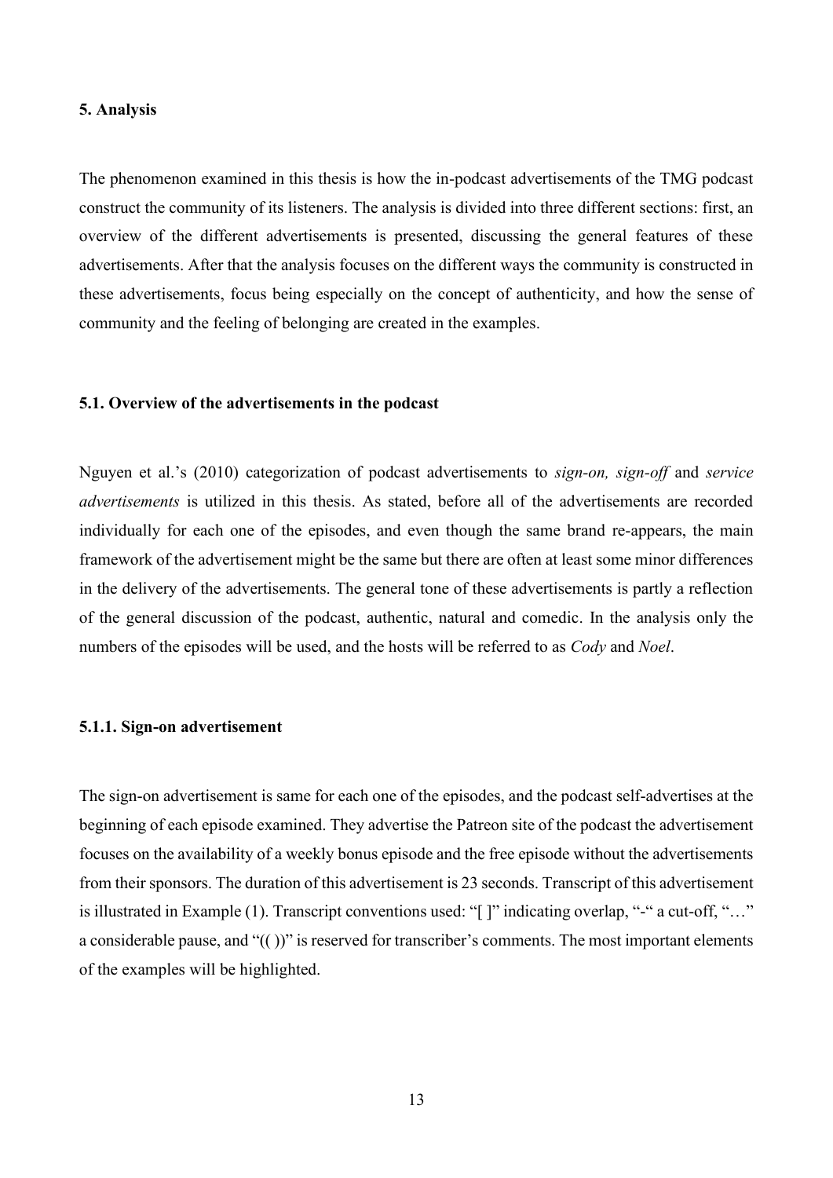## 5. Analysis

The phenomenon examined in this thesis is how the in-podcast advertisements of the TMG podcast construct the community of its listeners. The analysis is divided into three different sections: first, an overview of the different advertisements is presented, discussing the general features of these advertisements. After that the analysis focuses on the different ways the community is constructed in these advertisements, focus being especially on the concept of authenticity, and how the sense of community and the feeling of belonging are created in the examples.

### 5.1. Overview of the advertisements in the podcast

Nguyen et al.'s (2010) categorization of podcast advertisements to *sign-on, sign-off* and *service advertisements* is utilized in this thesis. As stated, before all of the advertisements are recorded individually for each one of the episodes, and even though the same brand re-appears, the main framework of the advertisement might be the same but there are often at least some minor differences in the delivery of the advertisements. The general tone of these advertisements is partly a reflection of the general discussion of the podcast, authentic, natural and comedic. In the analysis only the numbers of the episodes will be used, and the hosts will be referred to as *Cody* and *Noel*.

#### 5.1.1. Sign-on advertisement

The sign-on advertisement is same for each one of the episodes, and the podcast self-advertises at the beginning of each episode examined. They advertise the Patreon site of the podcast the advertisement focuses on the availability of a weekly bonus episode and the free episode without the advertisements from their sponsors. The duration of this advertisement is 23 seconds. Transcript of this advertisement is illustrated in Example (1). Transcript conventions used: "[ ]" indicating overlap, "-" a cut-off, "…" a considerable pause, and "(( ))" is reserved for transcriber's comments. The most important elements of the examples will be highlighted.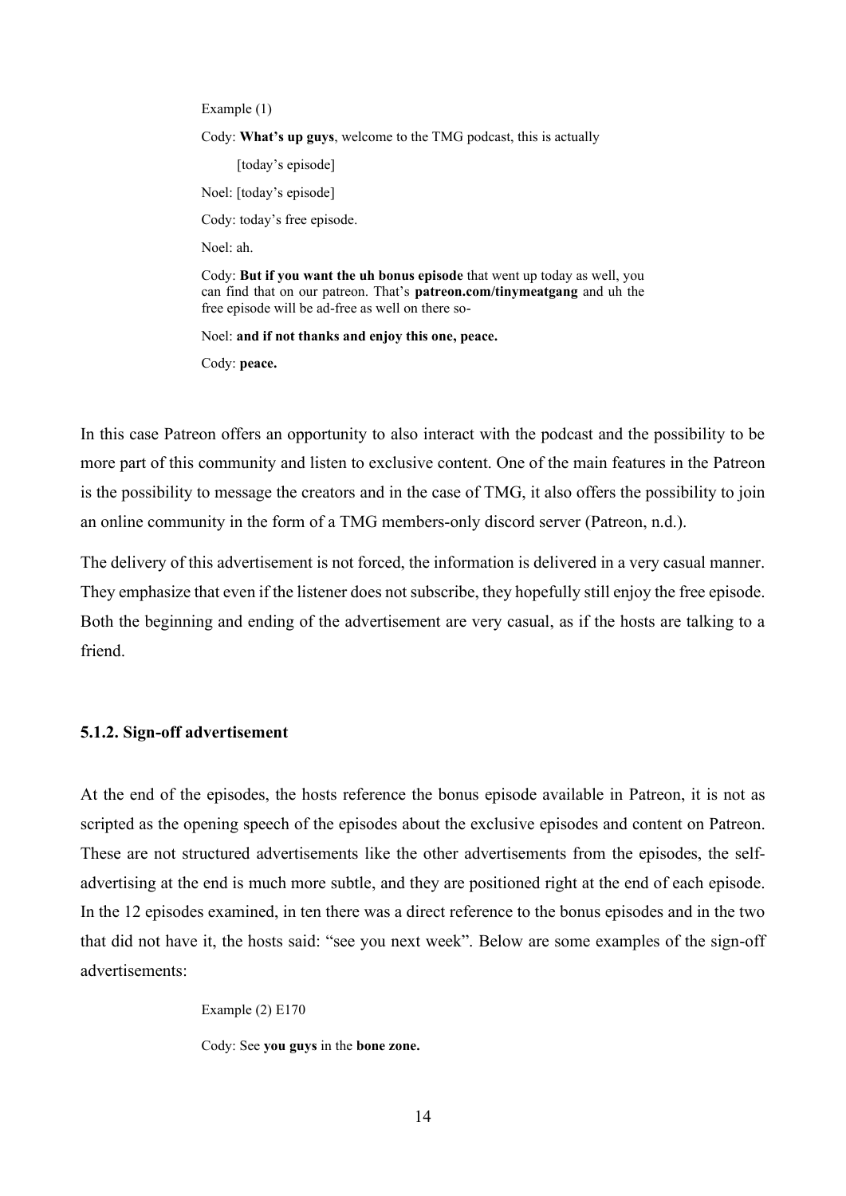Example (1)

Cody: **What's up guys**, welcome to the TMG podcast, this is actually

[today's episode]

Noel: [today's episode]

Cody: today's free episode.

Noel: ah.

Cody: **But if you want the uh bonus episode** that went up today as well, you can find that on our patreon. That's **patreon.com/tinymeatgang** and uh the free episode will be ad-free as well on there so-

Noel: **and if not thanks and enjoy this one, peace.**

Cody: **peace.**

In this case Patreon offers an opportunity to also interact with the podcast and the possibility to be more part of this community and listen to exclusive content. One of the main features in the Patreon is the possibility to message the creators and in the case of TMG, it also offers the possibility to join an online community in the form of a TMG members-only discord server (Patreon, n.d.).

The delivery of this advertisement is not forced, the information is delivered in a very casual manner. They emphasize that even if the listener does not subscribe, they hopefully still enjoy the free episode. Both the beginning and ending of the advertisement are very casual, as if the hosts are talking to a friend.

### 5.1.2. Sign-off advertisement

At the end of the episodes, the hosts reference the bonus episode available in Patreon, it is not as scripted as the opening speech of the episodes about the exclusive episodes and content on Patreon. These are not structured advertisements like the other advertisements from the episodes, the self-advertising at the end is much more subtle, and they are positioned right at the end of each episode. In the 12 episodes examined, in ten there was a direct reference to the bonus episodes and in the two that did not have it, the hosts said: "see you next week". Below are some examples of the sign-off advertisements:

Example (2) E170

Cody: See **you guys** in the **bone zone.**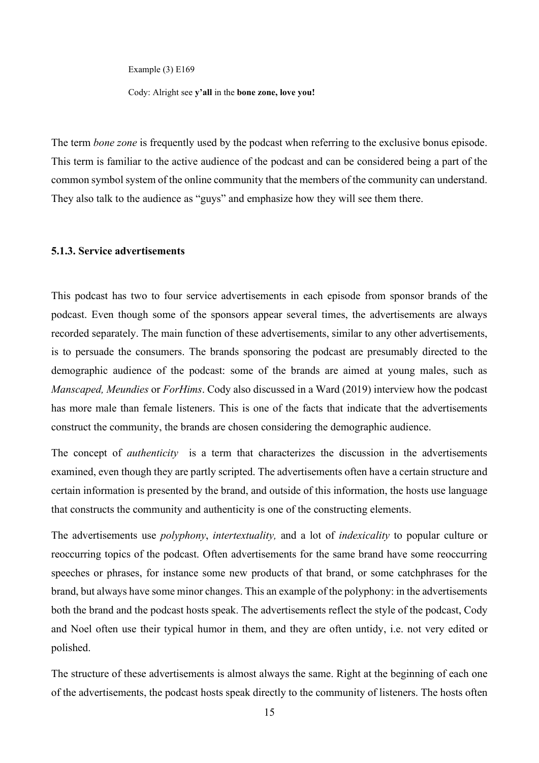Example (3) E169

Cody: Alright see **y'all** in the **bone zone, love you!**

The term *bone zone* is frequently used by the podcast when referring to the exclusive bonus episode. This term is familiar to the active audience of the podcast and can be considered being a part of the common symbol system of the online community that the members of the community can understand. They also talk to the audience as "guys" and emphasize how they will see them there.

### 5.1.3. Service advertisements

This podcast has two to four service advertisements in each episode from sponsor brands of the podcast. Even though some of the sponsors appear several times, the advertisements are always recorded separately. The main function of these advertisements, similar to any other advertisements, is to persuade the consumers. The brands sponsoring the podcast are presumably directed to the demographic audience of the podcast: some of the brands are aimed at young males, such as *Manscaped, Meundies* or *ForHims*. Cody also discussed in a Ward (2019) interview how the podcast has more male than female listeners. This is one of the facts that indicate that the advertisements construct the community, the brands are chosen considering the demographic audience.

The concept of *authenticity* is a term that characterizes the discussion in the advertisements examined, even though they are partly scripted. The advertisements often have a certain structure and certain information is presented by the brand, and outside of this information, the hosts use language that constructs the community and authenticity is one of the constructing elements.

The advertisements use *polyphony*, *intertextuality,* and a lot of *indexicality* to popular culture or reoccurring topics of the podcast. Often advertisements for the same brand have some reoccurring speeches or phrases, for instance some new products of that brand, or some catchphrases for the brand, but always have some minor changes. This an example of the polyphony: in the advertisements both the brand and the podcast hosts speak. The advertisements reflect the style of the podcast, Cody and Noel often use their typical humor in them, and they are often untidy, i.e. not very edited or polished.

The structure of these advertisements is almost always the same. Right at the beginning of each one of the advertisements, the podcast hosts speak directly to the community of listeners. The hosts often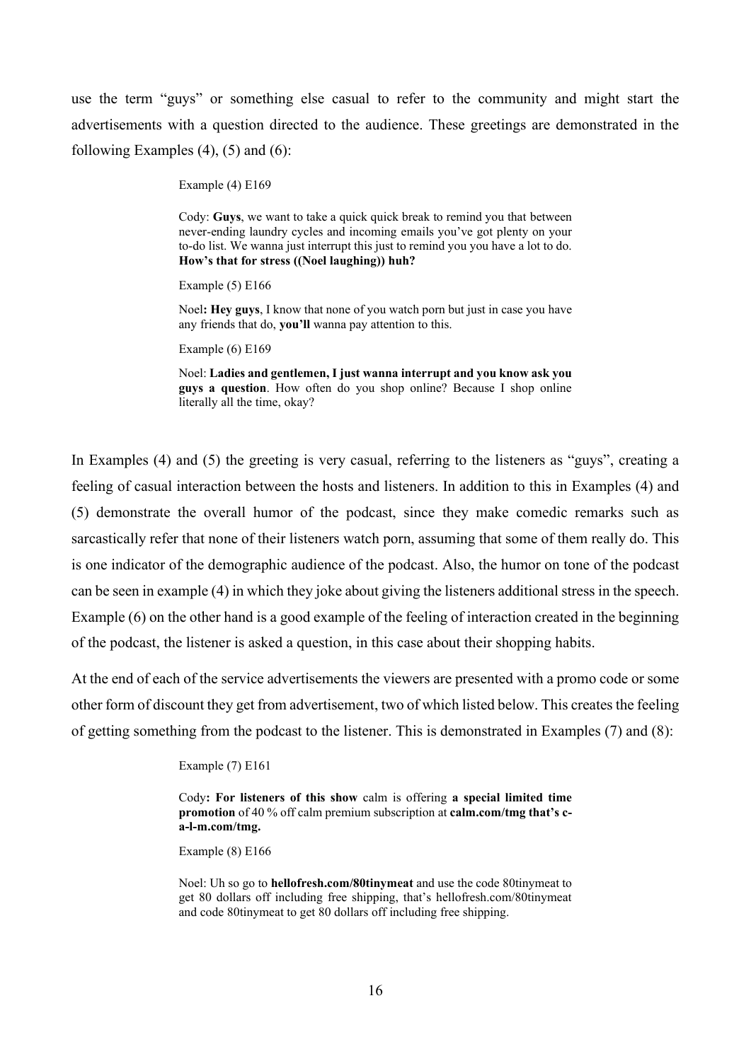use the term "guys" or something else casual to refer to the community and might start the advertisements with a question directed to the audience. These greetings are demonstrated in the following Examples (4), (5) and (6):

> Example (4) E169
>
> Cody: **Guys**, we want to take a quick quick break to remind you that between never-ending laundry cycles and incoming emails you've got plenty on your to-do list. We wanna just interrupt this just to remind you you have a lot to do. **How's that for stress ((Noel laughing)) huh?**
>
> Example (5) E166
>
> Noel**: Hey guys**, I know that none of you watch porn but just in case you have any friends that do, **you'll** wanna pay attention to this.
>
> Example (6) E169
>
> Noel: **Ladies and gentlemen, I just wanna interrupt and you know ask you guys a question**. How often do you shop online? Because I shop online literally all the time, okay?

In Examples (4) and (5) the greeting is very casual, referring to the listeners as "guys", creating a feeling of casual interaction between the hosts and listeners. In addition to this in Examples (4) and (5) demonstrate the overall humor of the podcast, since they make comedic remarks such as sarcastically refer that none of their listeners watch porn, assuming that some of them really do. This is one indicator of the demographic audience of the podcast. Also, the humor on tone of the podcast can be seen in example (4) in which they joke about giving the listeners additional stress in the speech. Example (6) on the other hand is a good example of the feeling of interaction created in the beginning of the podcast, the listener is asked a question, in this case about their shopping habits.

At the end of each of the service advertisements the viewers are presented with a promo code or some other form of discount they get from advertisement, two of which listed below. This creates the feeling of getting something from the podcast to the listener. This is demonstrated in Examples (7) and (8):

> Example (7) E161
>
> Cody**: For listeners of this show** calm is offering **a special limited time promotion** of 40 % off calm premium subscription at **calm.com/tmg that's c-a-l-m.com/tmg.**
>
> Example (8) E166
>
> Noel: Uh so go to **hellofresh.com/80tinymeat** and use the code 80tinymeat to get 80 dollars off including free shipping, that's hellofresh.com/80tinymeat and code 80tinymeat to get 80 dollars off including free shipping.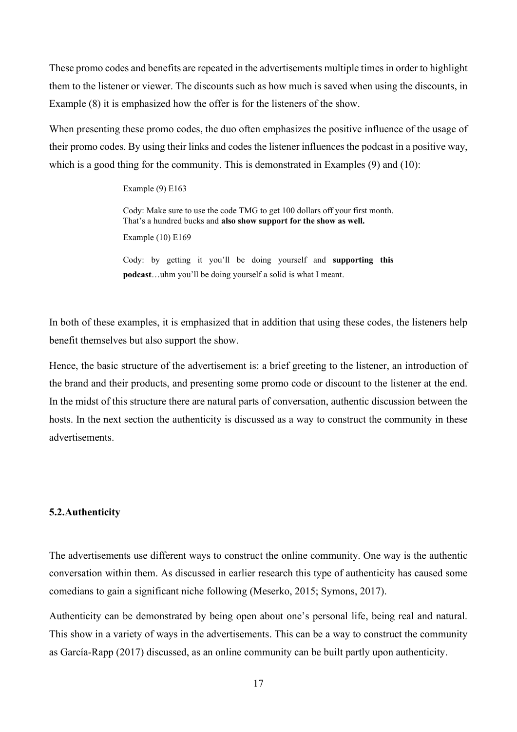These promo codes and benefits are repeated in the advertisements multiple times in order to highlight them to the listener or viewer. The discounts such as how much is saved when using the discounts, in Example (8) it is emphasized how the offer is for the listeners of the show.

When presenting these promo codes, the duo often emphasizes the positive influence of the usage of their promo codes. By using their links and codes the listener influences the podcast in a positive way, which is a good thing for the community. This is demonstrated in Examples (9) and (10):

> Example (9) E163
>
> Cody: Make sure to use the code TMG to get 100 dollars off your first month. That's a hundred bucks and **also show support for the show as well.**
>
> Example (10) E169
>
> Cody: by getting it you'll be doing yourself and **supporting this podcast**…uhm you'll be doing yourself a solid is what I meant.

In both of these examples, it is emphasized that in addition that using these codes, the listeners help benefit themselves but also support the show.

Hence, the basic structure of the advertisement is: a brief greeting to the listener, an introduction of the brand and their products, and presenting some promo code or discount to the listener at the end. In the midst of this structure there are natural parts of conversation, authentic discussion between the hosts. In the next section the authenticity is discussed as a way to construct the community in these advertisements.

### 5.2.Authenticity

The advertisements use different ways to construct the online community. One way is the authentic conversation within them. As discussed in earlier research this type of authenticity has caused some comedians to gain a significant niche following (Meserko, 2015; Symons, 2017).

Authenticity can be demonstrated by being open about one's personal life, being real and natural. This show in a variety of ways in the advertisements. This can be a way to construct the community as García-Rapp (2017) discussed, as an online community can be built partly upon authenticity.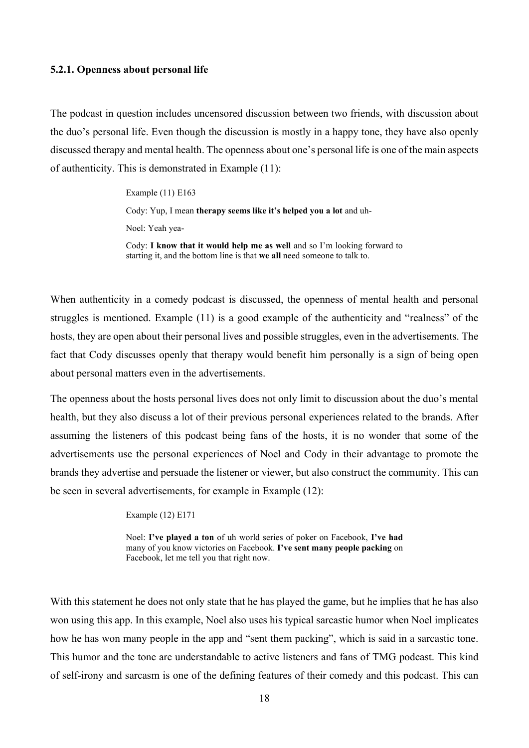### 5.2.1. Openness about personal life

The podcast in question includes uncensored discussion between two friends, with discussion about the duo's personal life. Even though the discussion is mostly in a happy tone, they have also openly discussed therapy and mental health. The openness about one's personal life is one of the main aspects of authenticity. This is demonstrated in Example (11):

> Example (11) E163
>
> Cody: Yup, I mean **therapy seems like it's helped you a lot** and uh-
>
> Noel: Yeah yea-
>
> Cody: **I know that it would help me as well** and so I'm looking forward to starting it, and the bottom line is that **we all** need someone to talk to.

When authenticity in a comedy podcast is discussed, the openness of mental health and personal struggles is mentioned. Example (11) is a good example of the authenticity and "realness" of the hosts, they are open about their personal lives and possible struggles, even in the advertisements. The fact that Cody discusses openly that therapy would benefit him personally is a sign of being open about personal matters even in the advertisements.

The openness about the hosts personal lives does not only limit to discussion about the duo's mental health, but they also discuss a lot of their previous personal experiences related to the brands. After assuming the listeners of this podcast being fans of the hosts, it is no wonder that some of the advertisements use the personal experiences of Noel and Cody in their advantage to promote the brands they advertise and persuade the listener or viewer, but also construct the community. This can be seen in several advertisements, for example in Example (12):

> Example (12) E171
>
> Noel: **I've played a ton** of uh world series of poker on Facebook, **I've had** many of you know victories on Facebook. **I've sent many people packing** on Facebook, let me tell you that right now.

With this statement he does not only state that he has played the game, but he implies that he has also won using this app. In this example, Noel also uses his typical sarcastic humor when Noel implicates how he has won many people in the app and "sent them packing", which is said in a sarcastic tone. This humor and the tone are understandable to active listeners and fans of TMG podcast. This kind of self-irony and sarcasm is one of the defining features of their comedy and this podcast. This can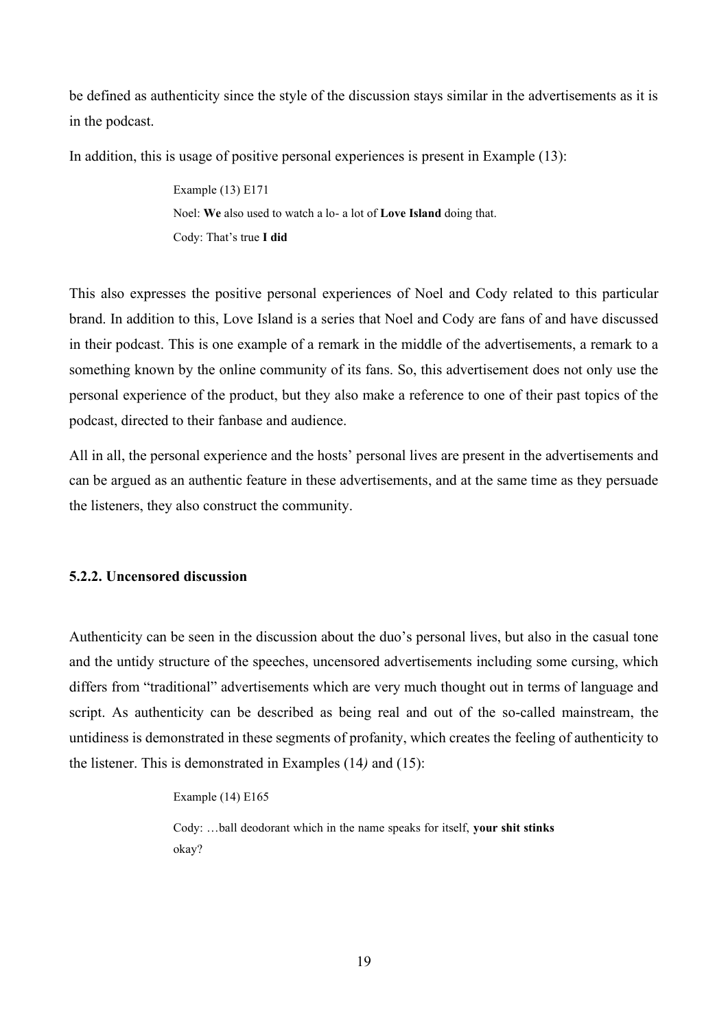be defined as authenticity since the style of the discussion stays similar in the advertisements as it is in the podcast.

In addition, this is usage of positive personal experiences is present in Example (13):

> Example (13) E171
>
> Noel: **We** also used to watch a lo- a lot of **Love Island** doing that.
>
> Cody: That's true **I did**

This also expresses the positive personal experiences of Noel and Cody related to this particular brand. In addition to this, Love Island is a series that Noel and Cody are fans of and have discussed in their podcast. This is one example of a remark in the middle of the advertisements, a remark to a something known by the online community of its fans. So, this advertisement does not only use the personal experience of the product, but they also make a reference to one of their past topics of the podcast, directed to their fanbase and audience.

All in all, the personal experience and the hosts' personal lives are present in the advertisements and can be argued as an authentic feature in these advertisements, and at the same time as they persuade the listeners, they also construct the community.

### 5.2.2. Uncensored discussion

Authenticity can be seen in the discussion about the duo's personal lives, but also in the casual tone and the untidy structure of the speeches, uncensored advertisements including some cursing, which differs from "traditional" advertisements which are very much thought out in terms of language and script. As authenticity can be described as being real and out of the so-called mainstream, the untidiness is demonstrated in these segments of profanity, which creates the feeling of authenticity to the listener. This is demonstrated in Examples (14*)* and (15):

> Example (14) E165
>
> Cody: …ball deodorant which in the name speaks for itself, **your shit stinks** okay?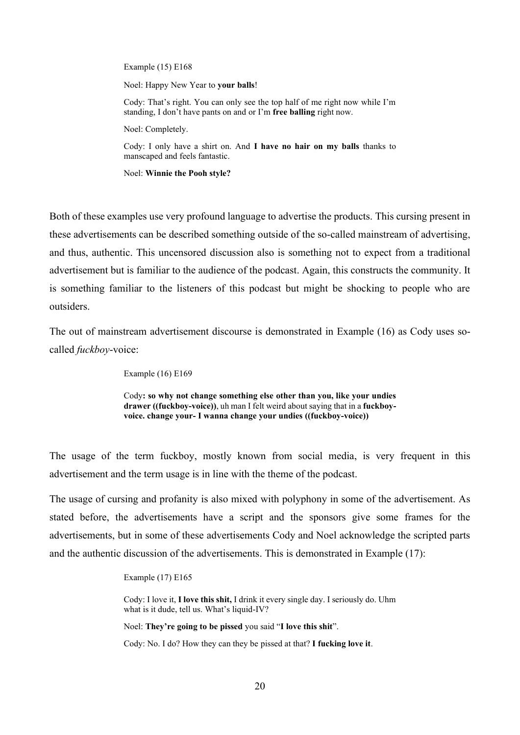Example (15) E168

Noel: Happy New Year to **your balls**!

Cody: That's right. You can only see the top half of me right now while I'm standing, I don't have pants on and or I'm **free balling** right now.

Noel: Completely.

Cody: I only have a shirt on. And **I have no hair on my balls** thanks to manscaped and feels fantastic.

Noel: **Winnie the Pooh style?**

Both of these examples use very profound language to advertise the products. This cursing present in these advertisements can be described something outside of the so-called mainstream of advertising, and thus, authentic. This uncensored discussion also is something not to expect from a traditional advertisement but is familiar to the audience of the podcast. Again, this constructs the community. It is something familiar to the listeners of this podcast but might be shocking to people who are outsiders.

The out of mainstream advertisement discourse is demonstrated in Example (16) as Cody uses so-called *fuckboy*-voice:

Example (16) E169

Cody**: so why not change something else other than you, like your undies drawer ((fuckboy-voice))**, uh man I felt weird about saying that in a **fuckboy-voice. change your- I wanna change your undies ((fuckboy-voice))**

The usage of the term fuckboy, mostly known from social media, is very frequent in this advertisement and the term usage is in line with the theme of the podcast.

The usage of cursing and profanity is also mixed with polyphony in some of the advertisement. As stated before, the advertisements have a script and the sponsors give some frames for the advertisements, but in some of these advertisements Cody and Noel acknowledge the scripted parts and the authentic discussion of the advertisements. This is demonstrated in Example (17):

Example (17) E165

Cody: I love it, **I love this shit,** I drink it every single day. I seriously do. Uhm what is it dude, tell us. What's liquid-IV?

Noel: **They're going to be pissed** you said "**I love this shit**".

Cody: No. I do? How they can they be pissed at that? **I fucking love it**.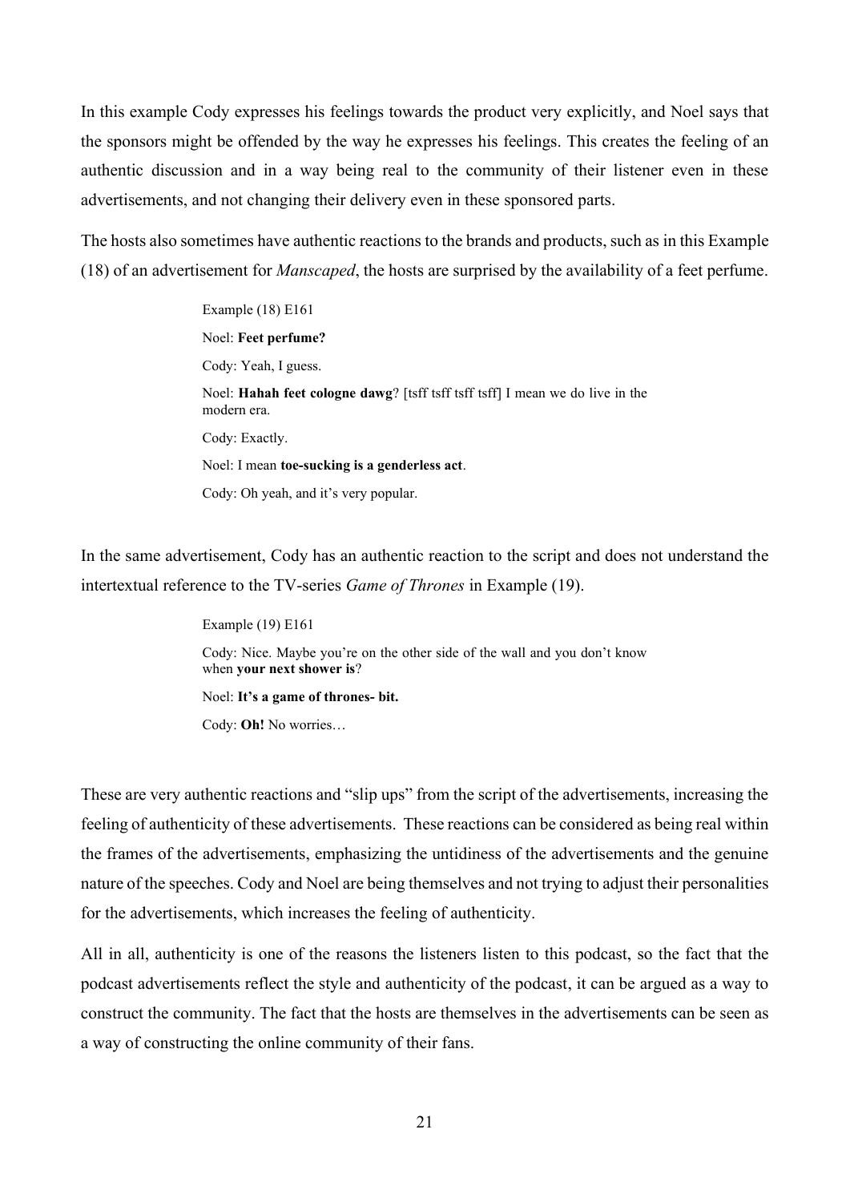In this example Cody expresses his feelings towards the product very explicitly, and Noel says that the sponsors might be offended by the way he expresses his feelings. This creates the feeling of an authentic discussion and in a way being real to the community of their listener even in these advertisements, and not changing their delivery even in these sponsored parts.

The hosts also sometimes have authentic reactions to the brands and products, such as in this Example (18) of an advertisement for *Manscaped*, the hosts are surprised by the availability of a feet perfume.

> Example (18) E161
>
> Noel: **Feet perfume?**
>
> Cody: Yeah, I guess.
>
> Noel: **Hahah feet cologne dawg**? [tsff tsff tsff tsff] I mean we do live in the modern era.
>
> Cody: Exactly.
>
> Noel: I mean **toe-sucking is a genderless act**.
>
> Cody: Oh yeah, and it's very popular.

In the same advertisement, Cody has an authentic reaction to the script and does not understand the intertextual reference to the TV-series *Game of Thrones* in Example (19).

> Example (19) E161
>
> Cody: Nice. Maybe you're on the other side of the wall and you don't know when **your next shower is**?
>
> Noel: **It's a game of thrones- bit.**
>
> Cody: **Oh!** No worries…

These are very authentic reactions and "slip ups" from the script of the advertisements, increasing the feeling of authenticity of these advertisements. These reactions can be considered as being real within the frames of the advertisements, emphasizing the untidiness of the advertisements and the genuine nature of the speeches. Cody and Noel are being themselves and not trying to adjust their personalities for the advertisements, which increases the feeling of authenticity.

All in all, authenticity is one of the reasons the listeners listen to this podcast, so the fact that the podcast advertisements reflect the style and authenticity of the podcast, it can be argued as a way to construct the community. The fact that the hosts are themselves in the advertisements can be seen as a way of constructing the online community of their fans.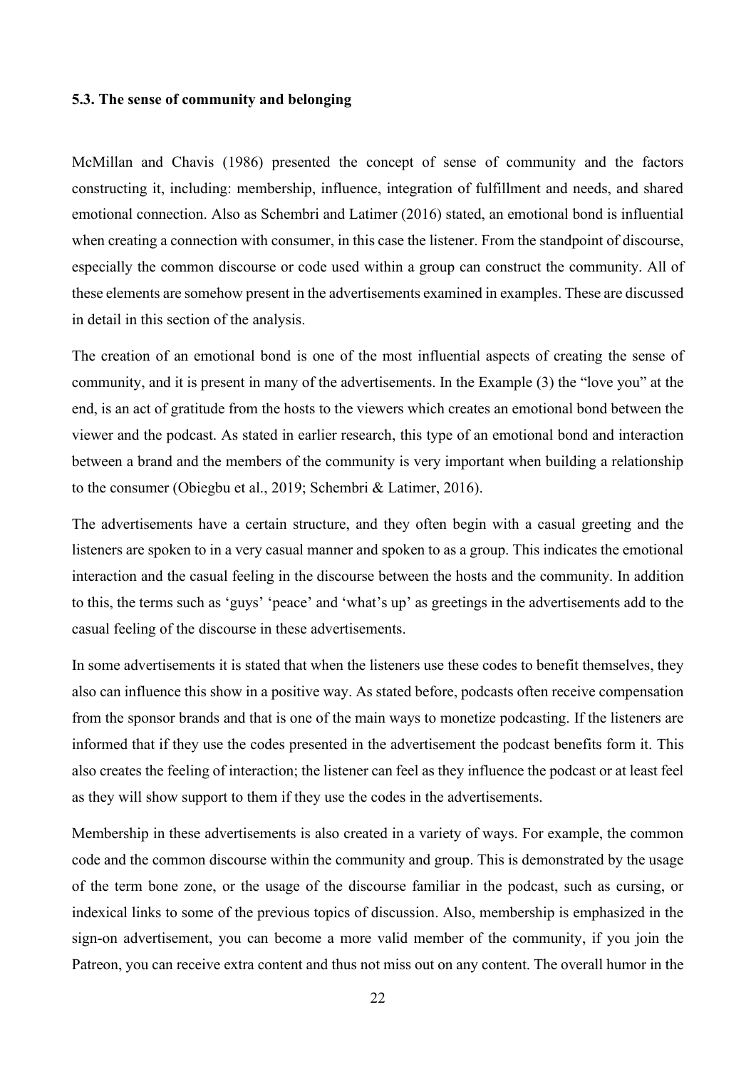### 5.3. The sense of community and belonging

McMillan and Chavis (1986) presented the concept of sense of community and the factors constructing it, including: membership, influence, integration of fulfillment and needs, and shared emotional connection. Also as Schembri and Latimer (2016) stated, an emotional bond is influential when creating a connection with consumer, in this case the listener. From the standpoint of discourse, especially the common discourse or code used within a group can construct the community. All of these elements are somehow present in the advertisements examined in examples. These are discussed in detail in this section of the analysis.

The creation of an emotional bond is one of the most influential aspects of creating the sense of community, and it is present in many of the advertisements. In the Example (3) the "love you" at the end, is an act of gratitude from the hosts to the viewers which creates an emotional bond between the viewer and the podcast. As stated in earlier research, this type of an emotional bond and interaction between a brand and the members of the community is very important when building a relationship to the consumer (Obiegbu et al., 2019; Schembri & Latimer, 2016).

The advertisements have a certain structure, and they often begin with a casual greeting and the listeners are spoken to in a very casual manner and spoken to as a group. This indicates the emotional interaction and the casual feeling in the discourse between the hosts and the community. In addition to this, the terms such as 'guys' 'peace' and 'what's up' as greetings in the advertisements add to the casual feeling of the discourse in these advertisements.

In some advertisements it is stated that when the listeners use these codes to benefit themselves, they also can influence this show in a positive way. As stated before, podcasts often receive compensation from the sponsor brands and that is one of the main ways to monetize podcasting. If the listeners are informed that if they use the codes presented in the advertisement the podcast benefits form it. This also creates the feeling of interaction; the listener can feel as they influence the podcast or at least feel as they will show support to them if they use the codes in the advertisements.

Membership in these advertisements is also created in a variety of ways. For example, the common code and the common discourse within the community and group. This is demonstrated by the usage of the term bone zone, or the usage of the discourse familiar in the podcast, such as cursing, or indexical links to some of the previous topics of discussion. Also, membership is emphasized in the sign-on advertisement, you can become a more valid member of the community, if you join the Patreon, you can receive extra content and thus not miss out on any content. The overall humor in the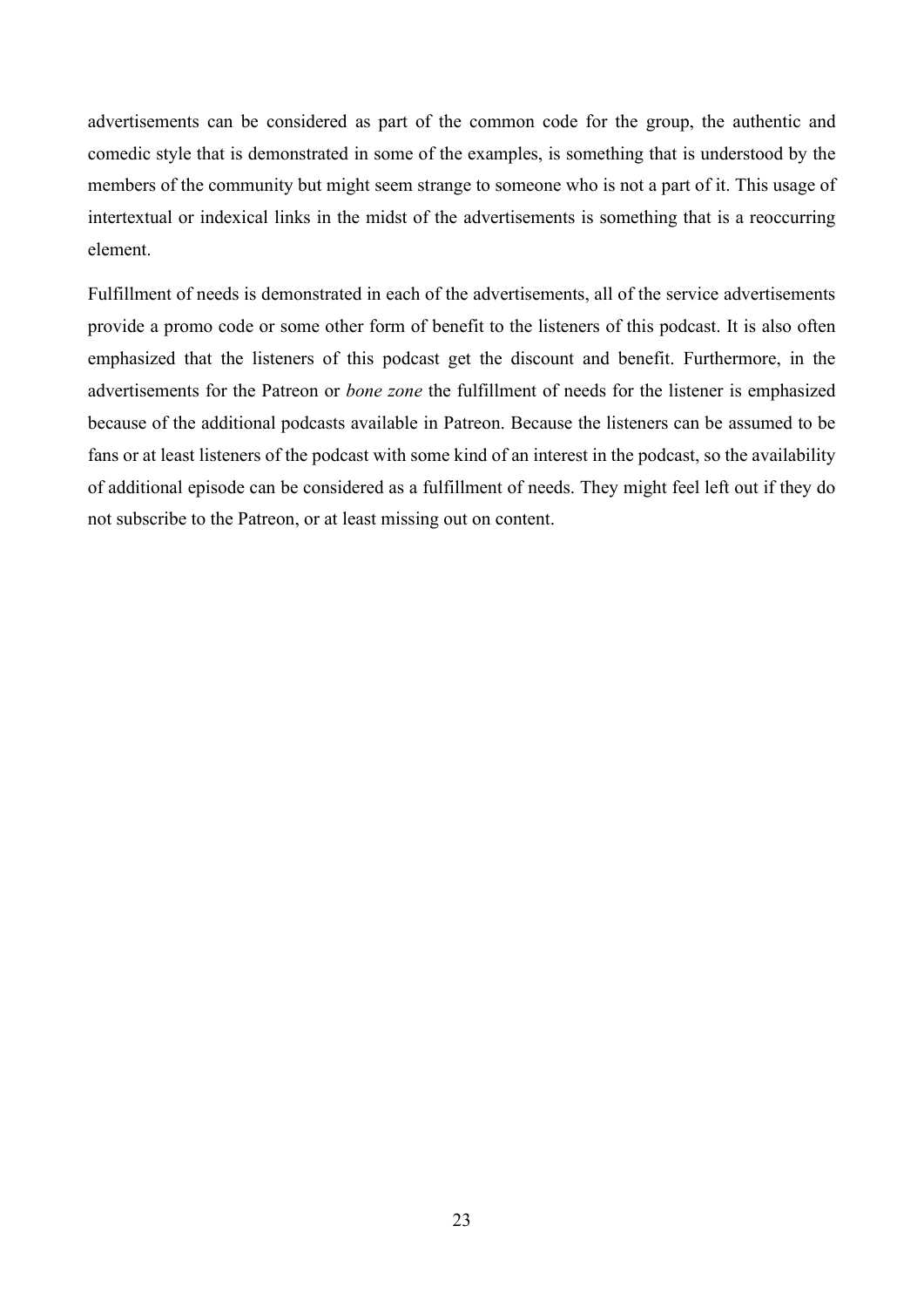advertisements can be considered as part of the common code for the group, the authentic and comedic style that is demonstrated in some of the examples, is something that is understood by the members of the community but might seem strange to someone who is not a part of it. This usage of intertextual or indexical links in the midst of the advertisements is something that is a reoccurring element.

Fulfillment of needs is demonstrated in each of the advertisements, all of the service advertisements provide a promo code or some other form of benefit to the listeners of this podcast. It is also often emphasized that the listeners of this podcast get the discount and benefit. Furthermore, in the advertisements for the Patreon or *bone zone* the fulfillment of needs for the listener is emphasized because of the additional podcasts available in Patreon. Because the listeners can be assumed to be fans or at least listeners of the podcast with some kind of an interest in the podcast, so the availability of additional episode can be considered as a fulfillment of needs. They might feel left out if they do not subscribe to the Patreon, or at least missing out on content.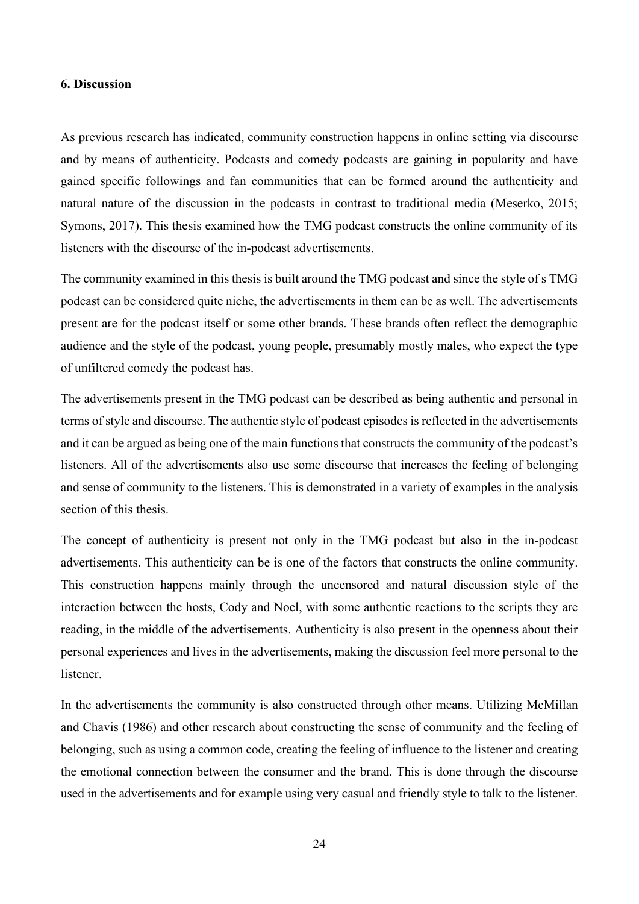### 6. Discussion

As previous research has indicated, community construction happens in online setting via discourse and by means of authenticity. Podcasts and comedy podcasts are gaining in popularity and have gained specific followings and fan communities that can be formed around the authenticity and natural nature of the discussion in the podcasts in contrast to traditional media (Meserko, 2015; Symons, 2017). This thesis examined how the TMG podcast constructs the online community of its listeners with the discourse of the in-podcast advertisements.

The community examined in this thesis is built around the TMG podcast and since the style of s TMG podcast can be considered quite niche, the advertisements in them can be as well. The advertisements present are for the podcast itself or some other brands. These brands often reflect the demographic audience and the style of the podcast, young people, presumably mostly males, who expect the type of unfiltered comedy the podcast has.

The advertisements present in the TMG podcast can be described as being authentic and personal in terms of style and discourse. The authentic style of podcast episodes is reflected in the advertisements and it can be argued as being one of the main functions that constructs the community of the podcast's listeners. All of the advertisements also use some discourse that increases the feeling of belonging and sense of community to the listeners. This is demonstrated in a variety of examples in the analysis section of this thesis.

The concept of authenticity is present not only in the TMG podcast but also in the in-podcast advertisements. This authenticity can be is one of the factors that constructs the online community. This construction happens mainly through the uncensored and natural discussion style of the interaction between the hosts, Cody and Noel, with some authentic reactions to the scripts they are reading, in the middle of the advertisements. Authenticity is also present in the openness about their personal experiences and lives in the advertisements, making the discussion feel more personal to the listener.

In the advertisements the community is also constructed through other means. Utilizing McMillan and Chavis (1986) and other research about constructing the sense of community and the feeling of belonging, such as using a common code, creating the feeling of influence to the listener and creating the emotional connection between the consumer and the brand. This is done through the discourse used in the advertisements and for example using very casual and friendly style to talk to the listener.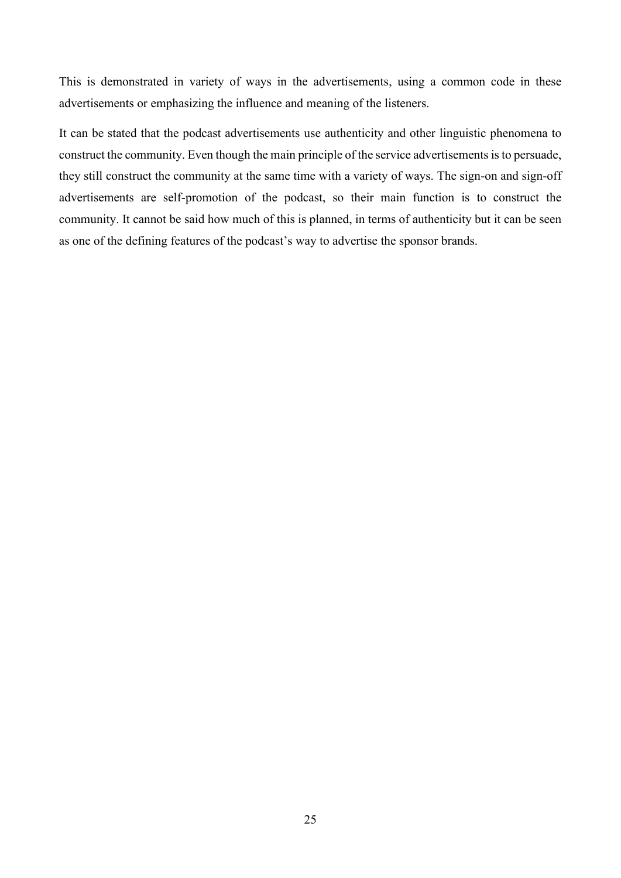This is demonstrated in variety of ways in the advertisements, using a common code in these advertisements or emphasizing the influence and meaning of the listeners.

It can be stated that the podcast advertisements use authenticity and other linguistic phenomena to construct the community. Even though the main principle of the service advertisements is to persuade, they still construct the community at the same time with a variety of ways. The sign-on and sign-off advertisements are self-promotion of the podcast, so their main function is to construct the community. It cannot be said how much of this is planned, in terms of authenticity but it can be seen as one of the defining features of the podcast's way to advertise the sponsor brands.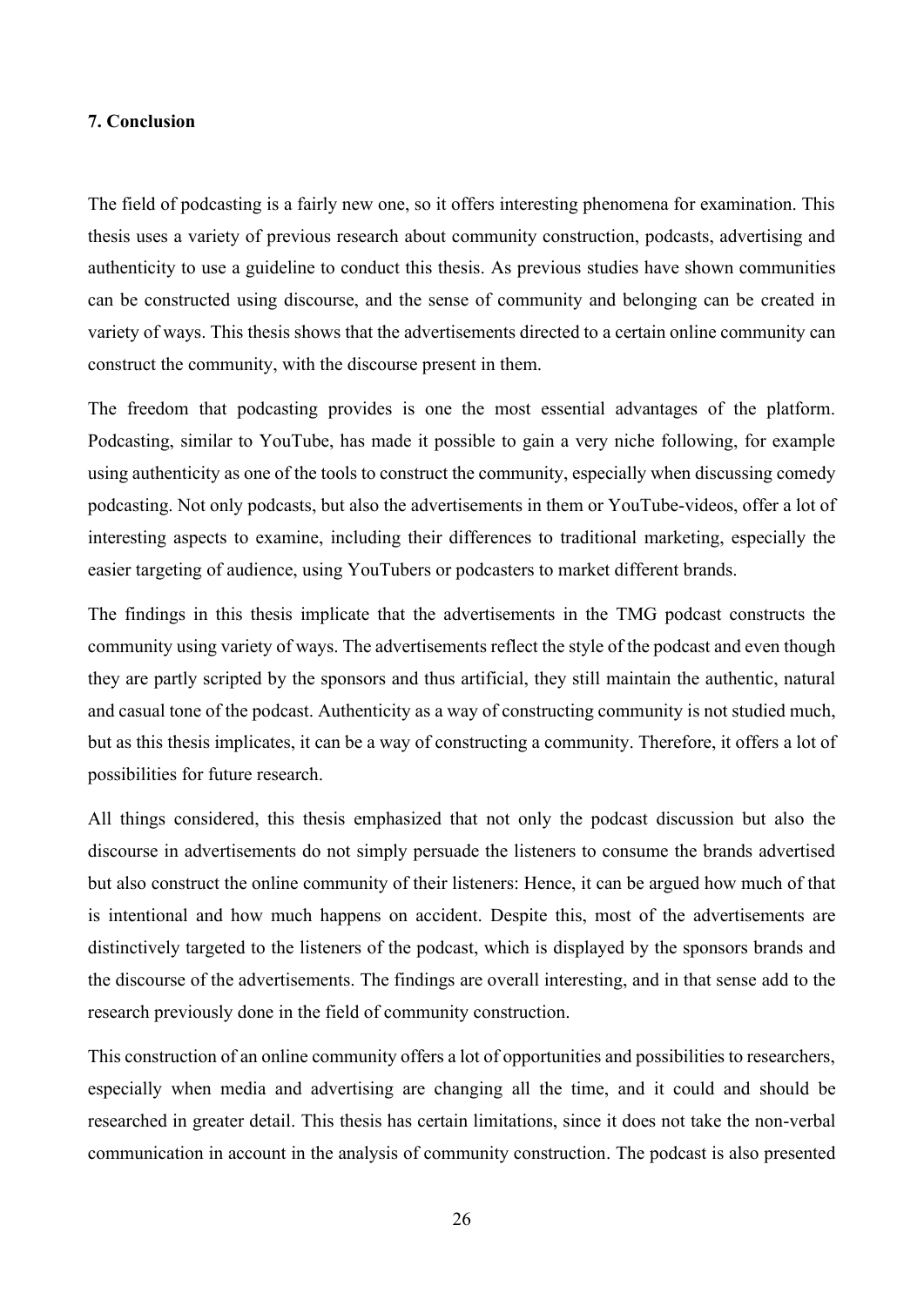## 7. Conclusion

The field of podcasting is a fairly new one, so it offers interesting phenomena for examination. This thesis uses a variety of previous research about community construction, podcasts, advertising and authenticity to use a guideline to conduct this thesis. As previous studies have shown communities can be constructed using discourse, and the sense of community and belonging can be created in variety of ways. This thesis shows that the advertisements directed to a certain online community can construct the community, with the discourse present in them.

The freedom that podcasting provides is one the most essential advantages of the platform. Podcasting, similar to YouTube, has made it possible to gain a very niche following, for example using authenticity as one of the tools to construct the community, especially when discussing comedy podcasting. Not only podcasts, but also the advertisements in them or YouTube-videos, offer a lot of interesting aspects to examine, including their differences to traditional marketing, especially the easier targeting of audience, using YouTubers or podcasters to market different brands.

The findings in this thesis implicate that the advertisements in the TMG podcast constructs the community using variety of ways. The advertisements reflect the style of the podcast and even though they are partly scripted by the sponsors and thus artificial, they still maintain the authentic, natural and casual tone of the podcast. Authenticity as a way of constructing community is not studied much, but as this thesis implicates, it can be a way of constructing a community. Therefore, it offers a lot of possibilities for future research.

All things considered, this thesis emphasized that not only the podcast discussion but also the discourse in advertisements do not simply persuade the listeners to consume the brands advertised but also construct the online community of their listeners: Hence, it can be argued how much of that is intentional and how much happens on accident. Despite this, most of the advertisements are distinctively targeted to the listeners of the podcast, which is displayed by the sponsors brands and the discourse of the advertisements. The findings are overall interesting, and in that sense add to the research previously done in the field of community construction.

This construction of an online community offers a lot of opportunities and possibilities to researchers, especially when media and advertising are changing all the time, and it could and should be researched in greater detail. This thesis has certain limitations, since it does not take the non-verbal communication in account in the analysis of community construction. The podcast is also presented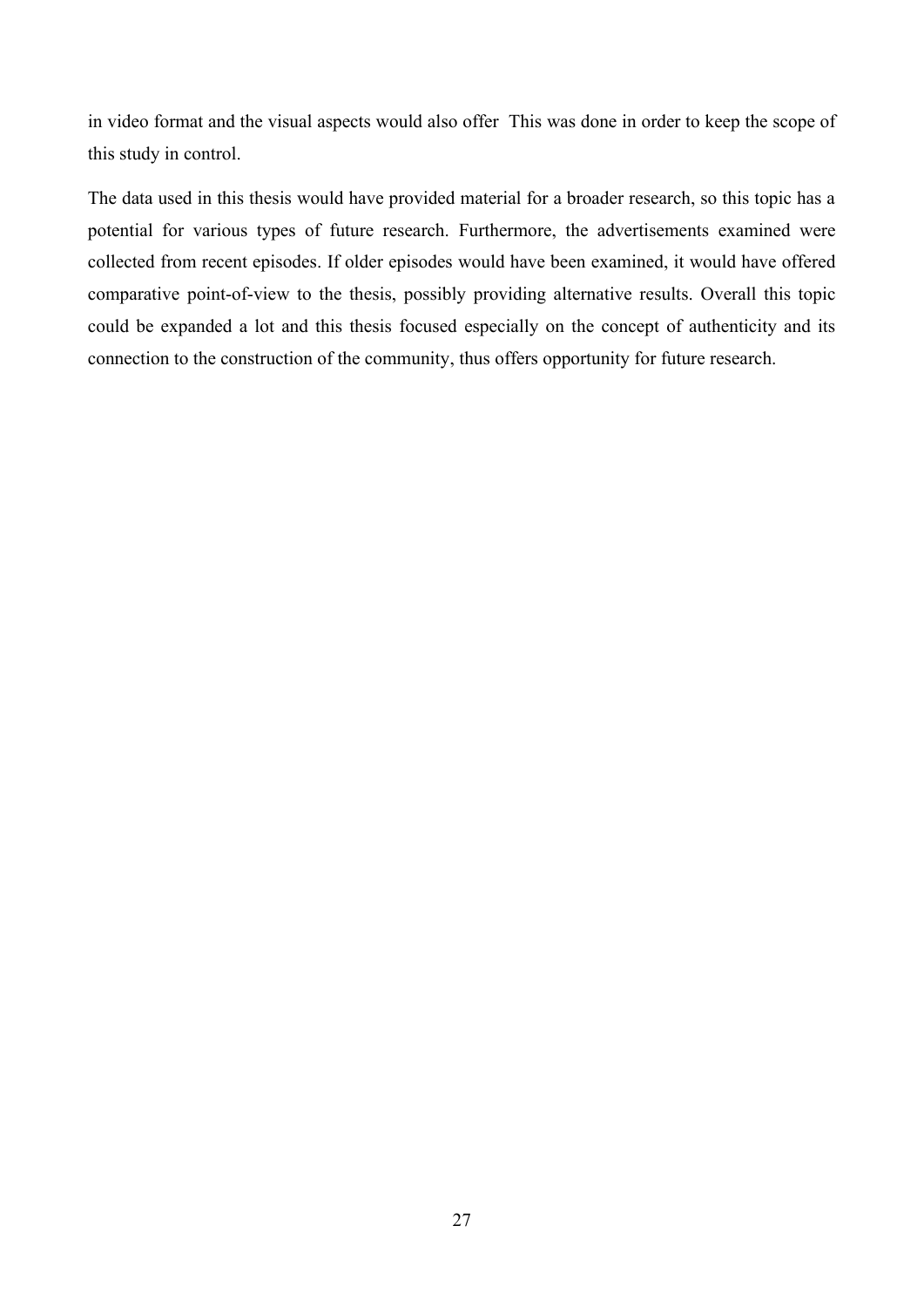in video format and the visual aspects would also offer  This was done in order to keep the scope of this study in control.

The data used in this thesis would have provided material for a broader research, so this topic has a potential for various types of future research. Furthermore, the advertisements examined were collected from recent episodes. If older episodes would have been examined, it would have offered comparative point-of-view to the thesis, possibly providing alternative results. Overall this topic could be expanded a lot and this thesis focused especially on the concept of authenticity and its connection to the construction of the community, thus offers opportunity for future research.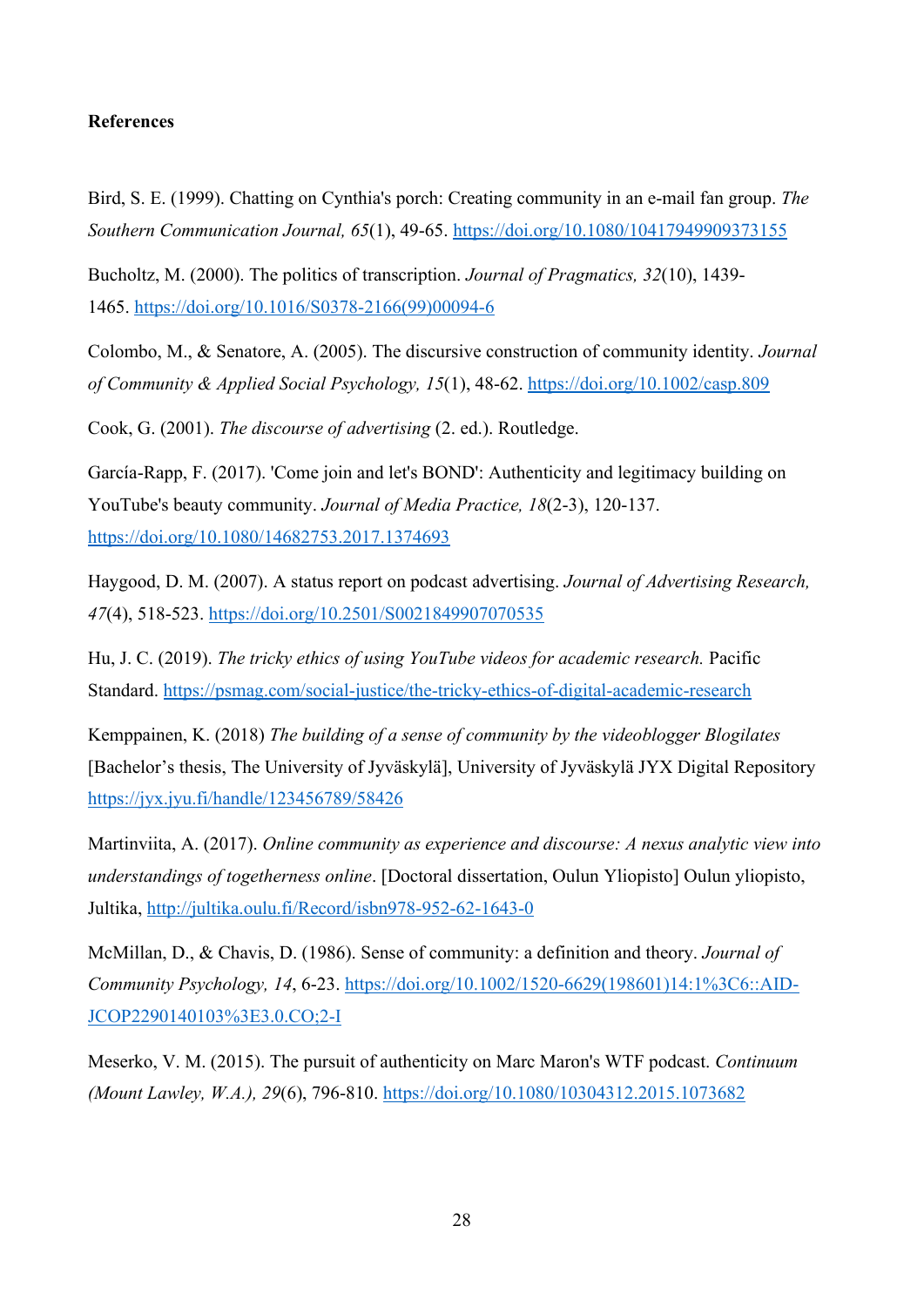**References**

Bird, S. E. (1999). Chatting on Cynthia's porch: Creating community in an e-mail fan group. *The Southern Communication Journal, 65*(1), 49-65. https://doi.org/10.1080/10417949909373155

Bucholtz, M. (2000). The politics of transcription. *Journal of Pragmatics, 32*(10), 1439-1465. https://doi.org/10.1016/S0378-2166(99)00094-6

Colombo, M., & Senatore, A. (2005). The discursive construction of community identity. *Journal of Community & Applied Social Psychology, 15*(1), 48-62. https://doi.org/10.1002/casp.809

Cook, G. (2001). *The discourse of advertising* (2. ed.). Routledge.

García-Rapp, F. (2017). 'Come join and let's BOND': Authenticity and legitimacy building on YouTube's beauty community. *Journal of Media Practice, 18*(2-3), 120-137. https://doi.org/10.1080/14682753.2017.1374693

Haygood, D. M. (2007). A status report on podcast advertising. *Journal of Advertising Research, 47*(4), 518-523. https://doi.org/10.2501/S0021849907070535

Hu, J. C. (2019). *The tricky ethics of using YouTube videos for academic research.* Pacific Standard. https://psmag.com/social-justice/the-tricky-ethics-of-digital-academic-research

Kemppainen, K. (2018) *The building of a sense of community by the videoblogger Blogilates* [Bachelor's thesis, The University of Jyväskylä], University of Jyväskylä JYX Digital Repository https://jyx.jyu.fi/handle/123456789/58426

Martinviita, A. (2017). *Online community as experience and discourse: A nexus analytic view into understandings of togetherness online*. [Doctoral dissertation, Oulun Yliopisto] Oulun yliopisto, Jultika, http://jultika.oulu.fi/Record/isbn978-952-62-1643-0

McMillan, D., & Chavis, D. (1986). Sense of community: a definition and theory. *Journal of Community Psychology, 14*, 6-23. https://doi.org/10.1002/1520-6629(198601)14:1%3C6::AID-JCOP2290140103%3E3.0.CO;2-I

Meserko, V. M. (2015). The pursuit of authenticity on Marc Maron's WTF podcast. *Continuum (Mount Lawley, W.A.), 29*(6), 796-810. https://doi.org/10.1080/10304312.2015.1073682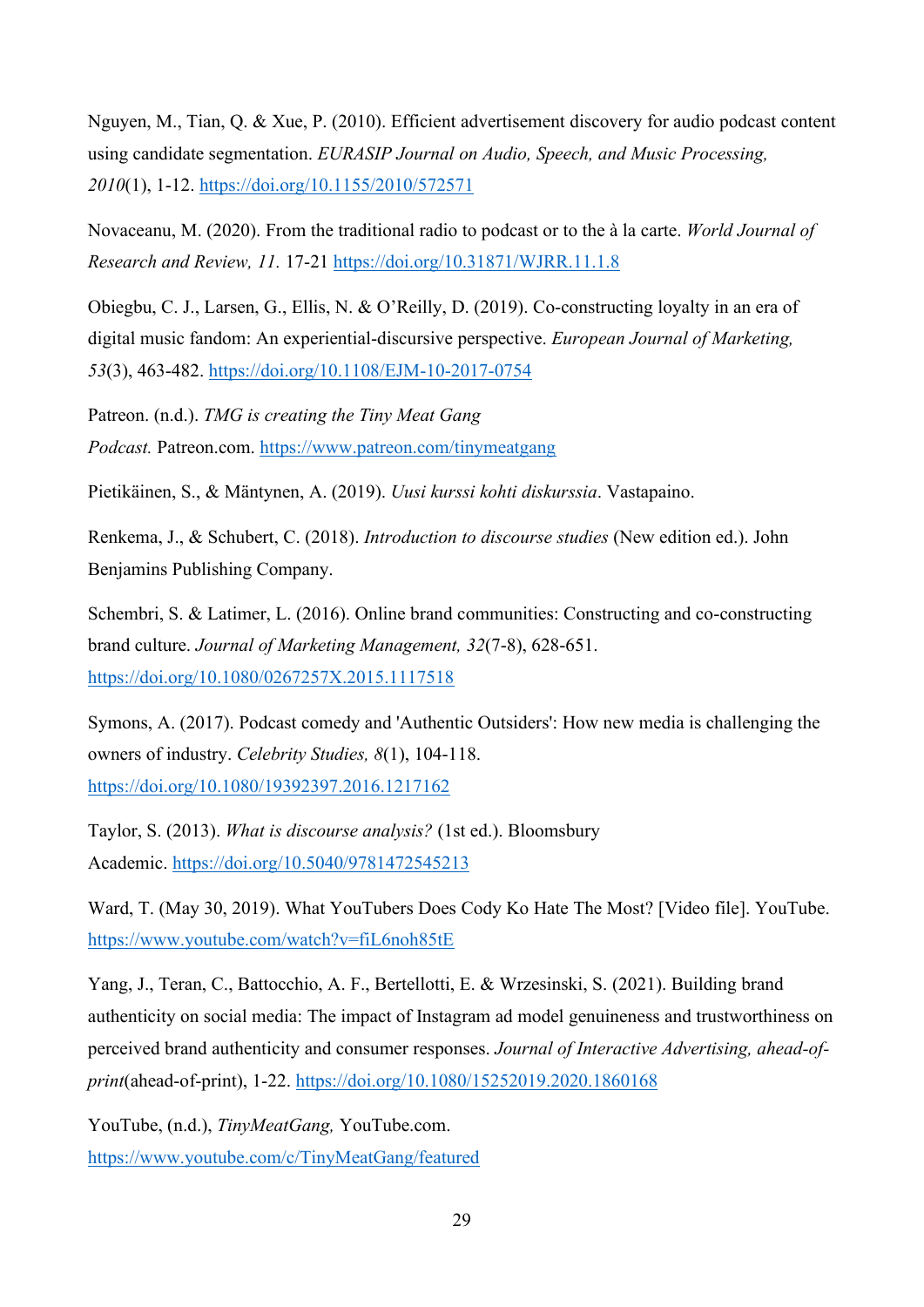Nguyen, M., Tian, Q. & Xue, P. (2010). Efficient advertisement discovery for audio podcast content using candidate segmentation. *EURASIP Journal on Audio, Speech, and Music Processing, 2010*(1), 1-12. https://doi.org/10.1155/2010/572571

Novaceanu, M. (2020). From the traditional radio to podcast or to the à la carte. *World Journal of Research and Review, 11.* 17-21 https://doi.org/10.31871/WJRR.11.1.8

Obiegbu, C. J., Larsen, G., Ellis, N. & O'Reilly, D. (2019). Co-constructing loyalty in an era of digital music fandom: An experiential-discursive perspective. *European Journal of Marketing, 53*(3), 463-482. https://doi.org/10.1108/EJM-10-2017-0754

Patreon. (n.d.). *TMG is creating the Tiny Meat Gang Podcast.* Patreon.com. https://www.patreon.com/tinymeatgang

Pietikäinen, S., & Mäntynen, A. (2019). *Uusi kurssi kohti diskurssia*. Vastapaino.

Renkema, J., & Schubert, C. (2018). *Introduction to discourse studies* (New edition ed.). John Benjamins Publishing Company.

Schembri, S. & Latimer, L. (2016). Online brand communities: Constructing and co-constructing brand culture. *Journal of Marketing Management, 32*(7-8), 628-651. https://doi.org/10.1080/0267257X.2015.1117518

Symons, A. (2017). Podcast comedy and 'Authentic Outsiders': How new media is challenging the owners of industry. *Celebrity Studies, 8*(1), 104-118. https://doi.org/10.1080/19392397.2016.1217162

Taylor, S. (2013). *What is discourse analysis?* (1st ed.). Bloomsbury Academic. https://doi.org/10.5040/9781472545213

Ward, T. (May 30, 2019). What YouTubers Does Cody Ko Hate The Most? [Video file]. YouTube. https://www.youtube.com/watch?v=fiL6noh85tE

Yang, J., Teran, C., Battocchio, A. F., Bertellotti, E. & Wrzesinski, S. (2021). Building brand authenticity on social media: The impact of Instagram ad model genuineness and trustworthiness on perceived brand authenticity and consumer responses. *Journal of Interactive Advertising, ahead-of-print*(ahead-of-print), 1-22. https://doi.org/10.1080/15252019.2020.1860168

YouTube, (n.d.), *TinyMeatGang,* YouTube.com. https://www.youtube.com/c/TinyMeatGang/featured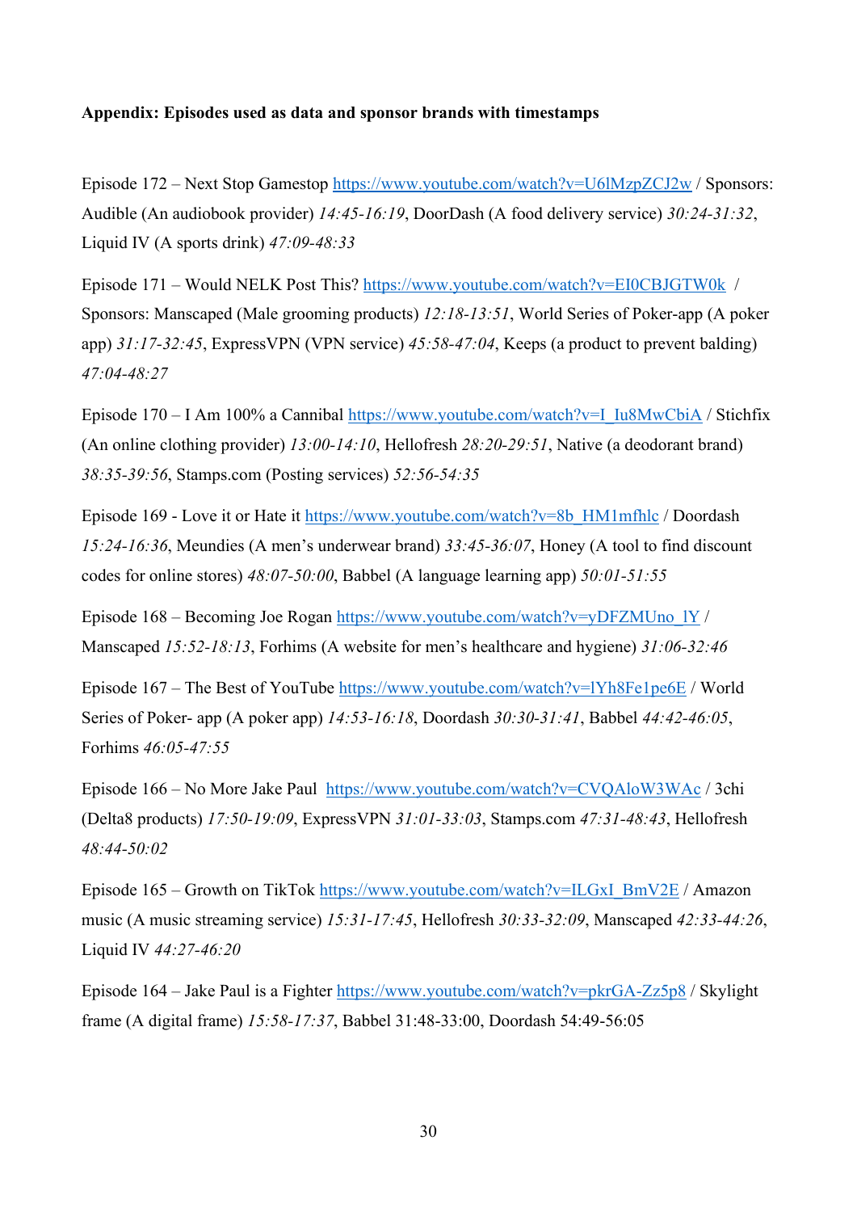**Appendix: Episodes used as data and sponsor brands with timestamps**

Episode 172 – Next Stop Gamestop https://www.youtube.com/watch?v=U6lMzpZCJ2w / Sponsors: Audible (An audiobook provider) *14:45-16:19*, DoorDash (A food delivery service) *30:24-31:32*, Liquid IV (A sports drink) *47:09-48:33*

Episode 171 – Would NELK Post This? https://www.youtube.com/watch?v=EI0CBJGTW0k / Sponsors: Manscaped (Male grooming products) *12:18-13:51*, World Series of Poker-app (A poker app) *31:17-32:45*, ExpressVPN (VPN service) *45:58-47:04*, Keeps (a product to prevent balding) *47:04-48:27*

Episode 170 – I Am 100% a Cannibal https://www.youtube.com/watch?v=I_Iu8MwCbiA / Stichfix (An online clothing provider) *13:00-14:10*, Hellofresh *28:20-29:51*, Native (a deodorant brand) *38:35-39:56*, Stamps.com (Posting services) *52:56-54:35*

Episode 169 - Love it or Hate it https://www.youtube.com/watch?v=8b_HM1mfhlc / Doordash *15:24-16:36*, Meundies (A men's underwear brand) *33:45-36:07*, Honey (A tool to find discount codes for online stores) *48:07-50:00*, Babbel (A language learning app) *50:01-51:55*

Episode 168 – Becoming Joe Rogan https://www.youtube.com/watch?v=yDFZMUno_lY / Manscaped *15:52-18:13*, Forhims (A website for men's healthcare and hygiene) *31:06-32:46*

Episode 167 – The Best of YouTube https://www.youtube.com/watch?v=lYh8Fe1pe6E / World Series of Poker- app (A poker app) *14:53-16:18*, Doordash *30:30-31:41*, Babbel *44:42-46:05*, Forhims *46:05-47:55*

Episode 166 – No More Jake Paul https://www.youtube.com/watch?v=CVQAloW3WAc / 3chi (Delta8 products) *17:50-19:09*, ExpressVPN *31:01-33:03*, Stamps.com *47:31-48:43*, Hellofresh *48:44-50:02*

Episode 165 – Growth on TikTok https://www.youtube.com/watch?v=ILGxI_BmV2E / Amazon music (A music streaming service) *15:31-17:45*, Hellofresh *30:33-32:09*, Manscaped *42:33-44:26*, Liquid IV *44:27-46:20*

Episode 164 – Jake Paul is a Fighter https://www.youtube.com/watch?v=pkrGA-Zz5p8 / Skylight frame (A digital frame) *15:58-17:37*, Babbel 31:48-33:00, Doordash 54:49-56:05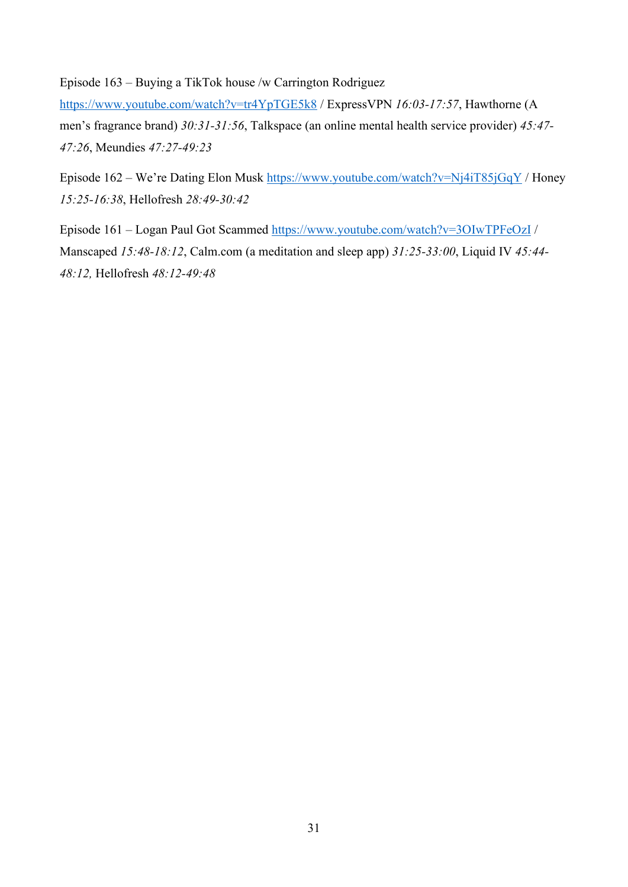Episode 163 – Buying a TikTok house /w Carrington Rodriguez https://www.youtube.com/watch?v=tr4YpTGE5k8 / ExpressVPN *16:03-17:57*, Hawthorne (A men's fragrance brand) *30:31-31:56*, Talkspace (an online mental health service provider) *45:47-47:26*, Meundies *47:27-49:23*

Episode 162 – We're Dating Elon Musk https://www.youtube.com/watch?v=Nj4iT85jGqY / Honey *15:25-16:38*, Hellofresh *28:49-30:42*

Episode 161 – Logan Paul Got Scammed https://www.youtube.com/watch?v=3OIwTPFeOzI / Manscaped *15:48-18:12*, Calm.com (a meditation and sleep app) *31:25-33:00*, Liquid IV *45:44-48:12,* Hellofresh *48:12-49:48*